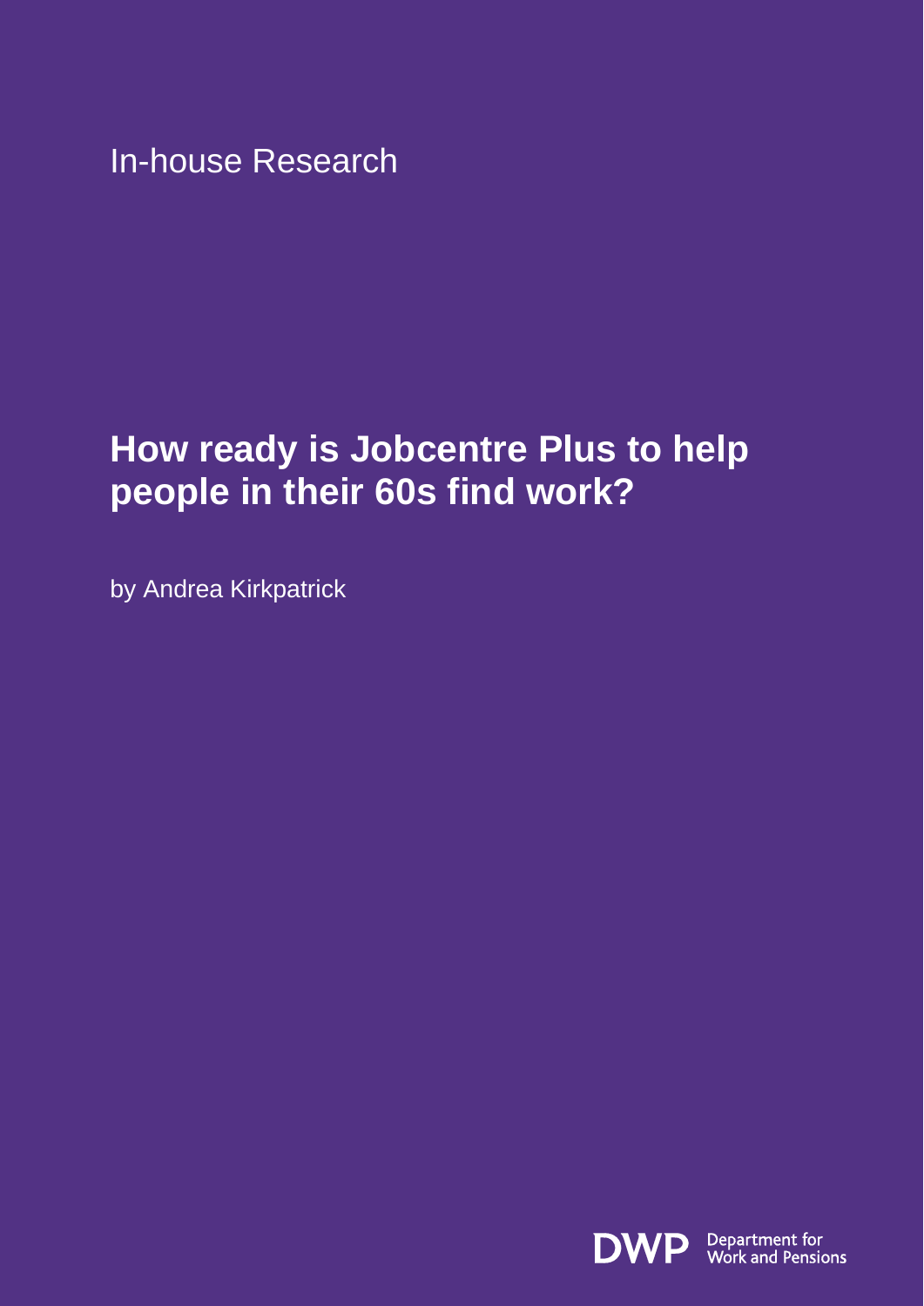In-house Research

# How ready is Jobcentre Plus to help people in their 60s find work?

by Andrea Kirkpatrick

DWP Department for Work and Pensions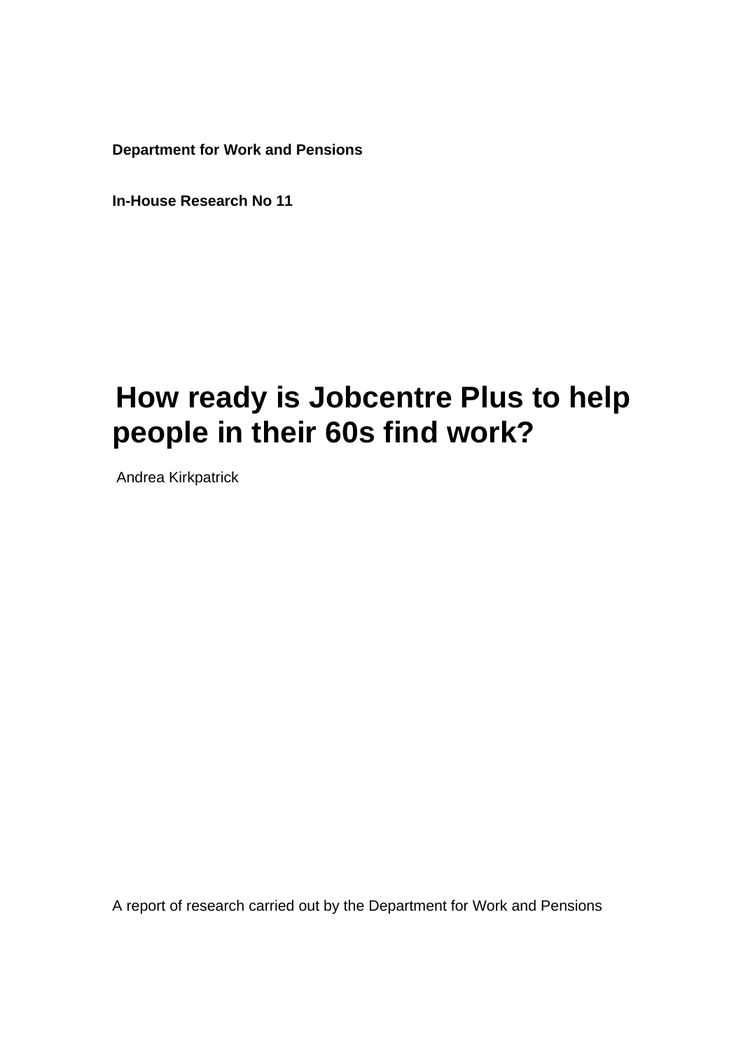**Department for Work and Pensions**

**In-House Research No 11**

# How ready is Jobcentre Plus to help people in their 60s find work?

Andrea Kirkpatrick

A report of research carried out by the Department for Work and Pensions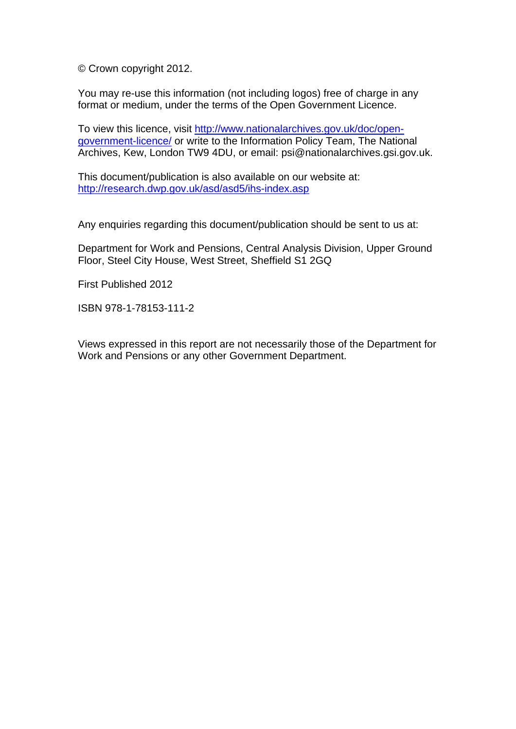© Crown copyright 2012.

You may re-use this information (not including logos) free of charge in any format or medium, under the terms of the Open Government Licence.

To view this licence, visit [http://www.nationalarchives.gov.uk/doc/open-government-licence/](http://www.nationalarchives.gov.uk/doc/open-government-licence/) or write to the Information Policy Team, The National Archives, Kew, London TW9 4DU, or email: psi@nationalarchives.gsi.gov.uk.

This document/publication is also available on our website at: [http://research.dwp.gov.uk/asd/asd5/ihs-index.asp](http://research.dwp.gov.uk/asd/asd5/ihs-index.asp)

Any enquiries regarding this document/publication should be sent to us at:

Department for Work and Pensions, Central Analysis Division, Upper Ground Floor, Steel City House, West Street, Sheffield S1 2GQ

First Published 2012

ISBN 978-1-78153-111-2

Views expressed in this report are not necessarily those of the Department for Work and Pensions or any other Government Department.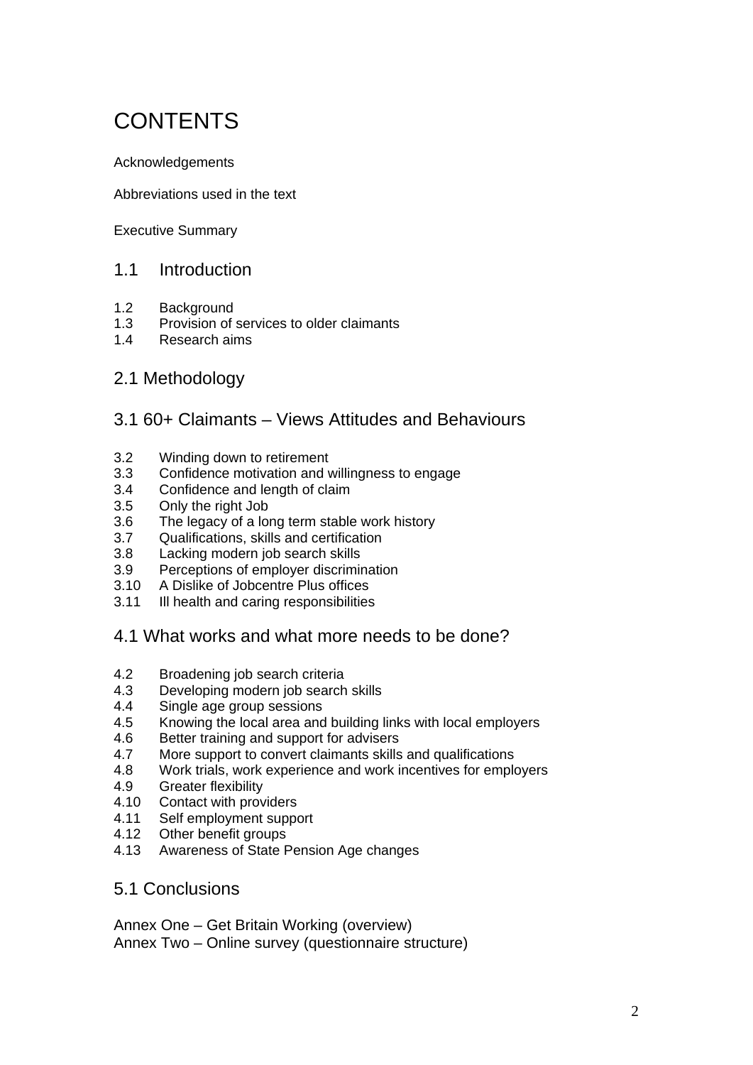# CONTENTS

Acknowledgements

Abbreviations used in the text

Executive Summary

## 1.1 Introduction

1.2 Background
1.3 Provision of services to older claimants
1.4 Research aims

## 2.1 Methodology

## 3.1 60+ Claimants – Views Attitudes and Behaviours

3.2 Winding down to retirement
3.3 Confidence motivation and willingness to engage
3.4 Confidence and length of claim
3.5 Only the right Job
3.6 The legacy of a long term stable work history
3.7 Qualifications, skills and certification
3.8 Lacking modern job search skills
3.9 Perceptions of employer discrimination
3.10 A Dislike of Jobcentre Plus offices
3.11 Ill health and caring responsibilities

## 4.1 What works and what more needs to be done?

4.2 Broadening job search criteria
4.3 Developing modern job search skills
4.4 Single age group sessions
4.5 Knowing the local area and building links with local employers
4.6 Better training and support for advisers
4.7 More support to convert claimants skills and qualifications
4.8 Work trials, work experience and work incentives for employers
4.9 Greater flexibility
4.10 Contact with providers
4.11 Self employment support
4.12 Other benefit groups
4.13 Awareness of State Pension Age changes

## 5.1 Conclusions

Annex One – Get Britain Working (overview)
Annex Two – Online survey (questionnaire structure)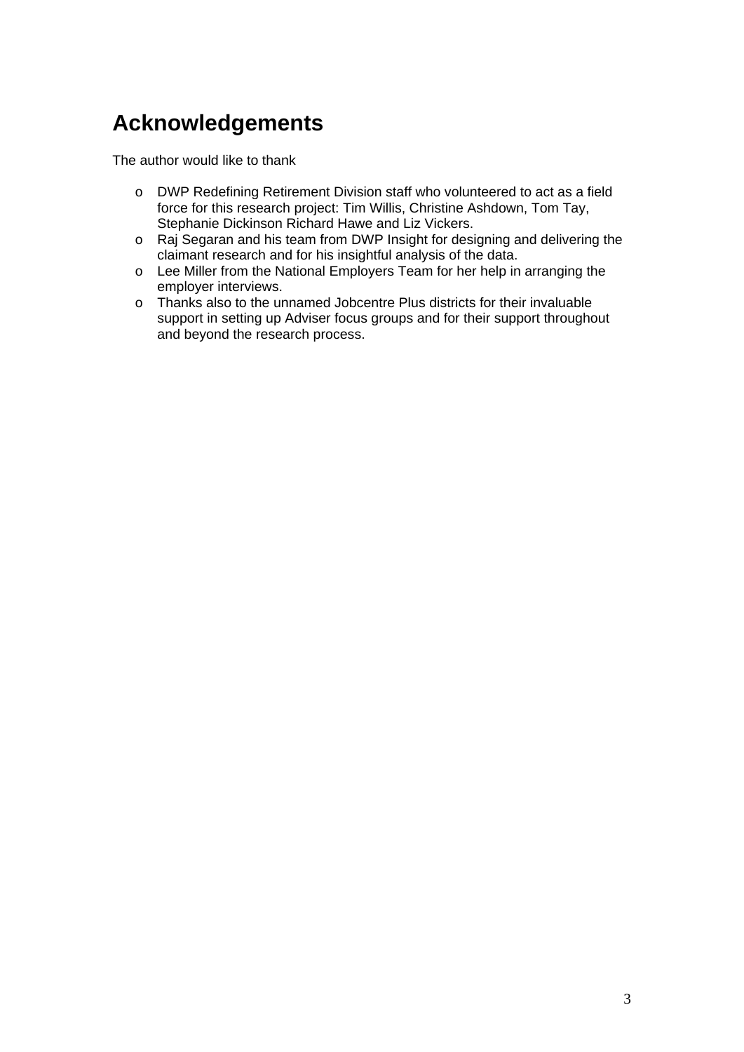# Acknowledgements

The author would like to thank

- DWP Redefining Retirement Division staff who volunteered to act as a field force for this research project: Tim Willis, Christine Ashdown, Tom Tay, Stephanie Dickinson Richard Hawe and Liz Vickers.
- Raj Segaran and his team from DWP Insight for designing and delivering the claimant research and for his insightful analysis of the data.
- Lee Miller from the National Employers Team for her help in arranging the employer interviews.
- Thanks also to the unnamed Jobcentre Plus districts for their invaluable support in setting up Adviser focus groups and for their support throughout and beyond the research process.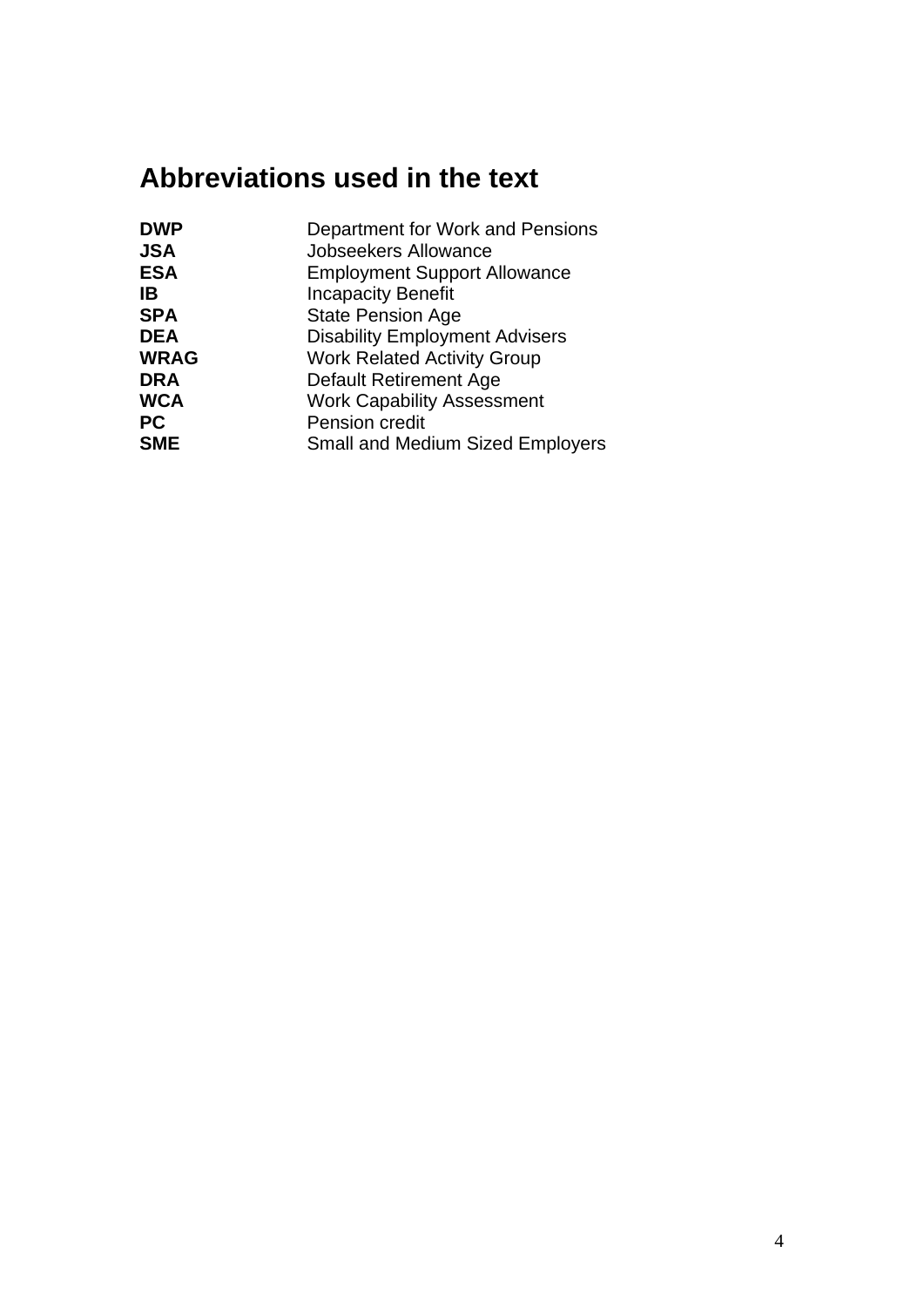## Abbreviations used in the text

| | |
|---|---|
| **DWP** | Department for Work and Pensions |
| **JSA** | Jobseekers Allowance |
| **ESA** | Employment Support Allowance |
| **IB** | Incapacity Benefit |
| **SPA** | State Pension Age |
| **DEA** | Disability Employment Advisers |
| **WRAG** | Work Related Activity Group |
| **DRA** | Default Retirement Age |
| **WCA** | Work Capability Assessment |
| **PC** | Pension credit |
| **SME** | Small and Medium Sized Employers |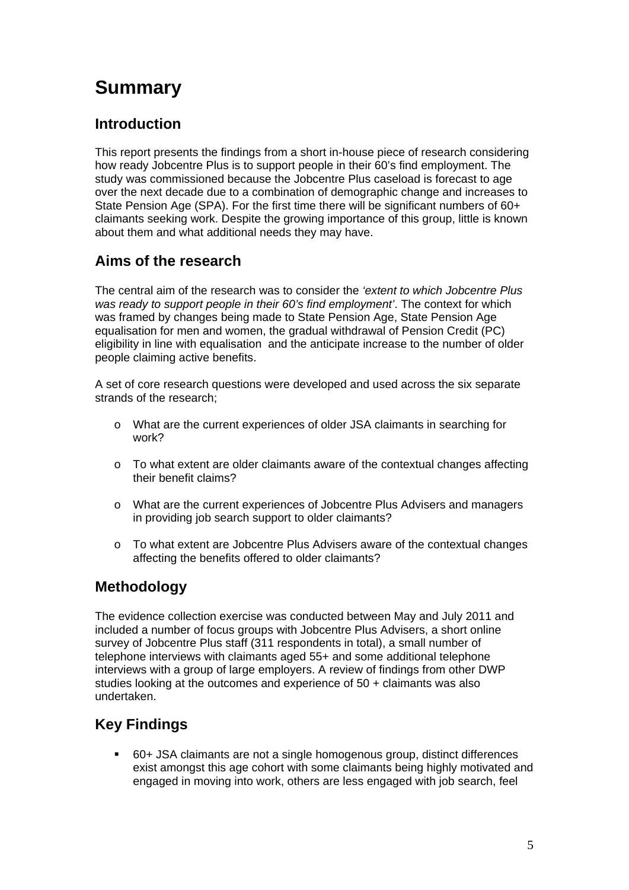# Summary

## Introduction

This report presents the findings from a short in-house piece of research considering how ready Jobcentre Plus is to support people in their 60's find employment. The study was commissioned because the Jobcentre Plus caseload is forecast to age over the next decade due to a combination of demographic change and increases to State Pension Age (SPA). For the first time there will be significant numbers of 60+ claimants seeking work. Despite the growing importance of this group, little is known about them and what additional needs they may have.

## Aims of the research

The central aim of the research was to consider the *'extent to which Jobcentre Plus was ready to support people in their 60's find employment'*. The context for which was framed by changes being made to State Pension Age, State Pension Age equalisation for men and women, the gradual withdrawal of Pension Credit (PC) eligibility in line with equalisation and the anticipate increase to the number of older people claiming active benefits.

A set of core research questions were developed and used across the six separate strands of the research;

- What are the current experiences of older JSA claimants in searching for work?
- To what extent are older claimants aware of the contextual changes affecting their benefit claims?
- What are the current experiences of Jobcentre Plus Advisers and managers in providing job search support to older claimants?
- To what extent are Jobcentre Plus Advisers aware of the contextual changes affecting the benefits offered to older claimants?

## Methodology

The evidence collection exercise was conducted between May and July 2011 and included a number of focus groups with Jobcentre Plus Advisers, a short online survey of Jobcentre Plus staff (311 respondents in total), a small number of telephone interviews with claimants aged 55+ and some additional telephone interviews with a group of large employers. A review of findings from other DWP studies looking at the outcomes and experience of 50 + claimants was also undertaken.

## Key Findings

- 60+ JSA claimants are not a single homogenous group, distinct differences exist amongst this age cohort with some claimants being highly motivated and engaged in moving into work, others are less engaged with job search, feel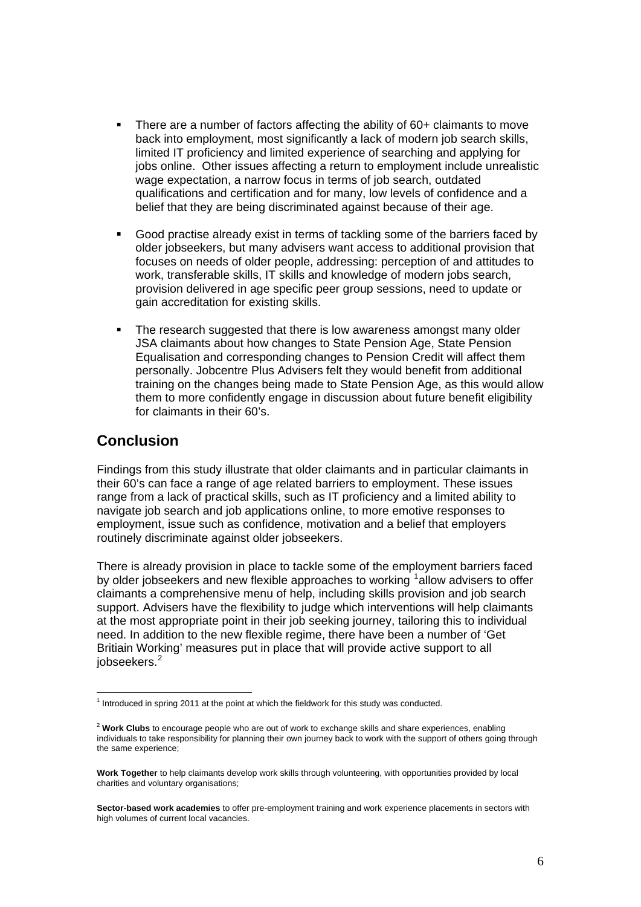- There are a number of factors affecting the ability of 60+ claimants to move back into employment, most significantly a lack of modern job search skills, limited IT proficiency and limited experience of searching and applying for jobs online. Other issues affecting a return to employment include unrealistic wage expectation, a narrow focus in terms of job search, outdated qualifications and certification and for many, low levels of confidence and a belief that they are being discriminated against because of their age.

- Good practise already exist in terms of tackling some of the barriers faced by older jobseekers, but many advisers want access to additional provision that focuses on needs of older people, addressing: perception of and attitudes to work, transferable skills, IT skills and knowledge of modern jobs search, provision delivered in age specific peer group sessions, need to update or gain accreditation for existing skills.

- The research suggested that there is low awareness amongst many older JSA claimants about how changes to State Pension Age, State Pension Equalisation and corresponding changes to Pension Credit will affect them personally. Jobcentre Plus Advisers felt they would benefit from additional training on the changes being made to State Pension Age, as this would allow them to more confidently engage in discussion about future benefit eligibility for claimants in their 60's.

## Conclusion

Findings from this study illustrate that older claimants and in particular claimants in their 60's can face a range of age related barriers to employment. These issues range from a lack of practical skills, such as IT proficiency and a limited ability to navigate job search and job applications online, to more emotive responses to employment, issue such as confidence, motivation and a belief that employers routinely discriminate against older jobseekers.

There is already provision in place to tackle some of the employment barriers faced by older jobseekers and new flexible approaches to working [1]allow advisers to offer claimants a comprehensive menu of help, including skills provision and job search support. Advisers have the flexibility to judge which interventions will help claimants at the most appropriate point in their job seeking journey, tailoring this to individual need. In addition to the new flexible regime, there have been a number of 'Get Britiain Working' measures put in place that will provide active support to all jobseekers.[2]

---

[1] Introduced in spring 2011 at the point at which the fieldwork for this study was conducted.

[2] **Work Clubs** to encourage people who are out of work to exchange skills and share experiences, enabling individuals to take responsibility for planning their own journey back to work with the support of others going through the same experience;

**Work Together** to help claimants develop work skills through volunteering, with opportunities provided by local charities and voluntary organisations;

**Sector-based work academies** to offer pre-employment training and work experience placements in sectors with high volumes of current local vacancies.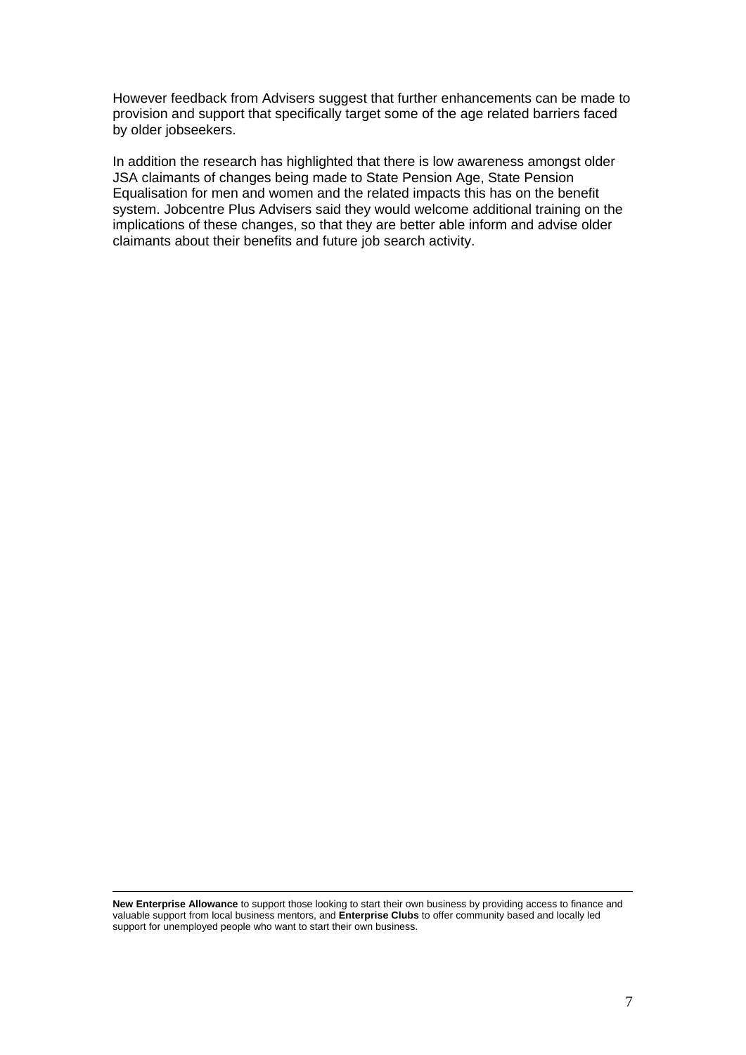However feedback from Advisers suggest that further enhancements can be made to provision and support that specifically target some of the age related barriers faced by older jobseekers.

In addition the research has highlighted that there is low awareness amongst older JSA claimants of changes being made to State Pension Age, State Pension Equalisation for men and women and the related impacts this has on the benefit system. Jobcentre Plus Advisers said they would welcome additional training on the implications of these changes, so that they are better able inform and advise older claimants about their benefits and future job search activity.

---

**New Enterprise Allowance** to support those looking to start their own business by providing access to finance and valuable support from local business mentors, and **Enterprise Clubs** to offer community based and locally led support for unemployed people who want to start their own business.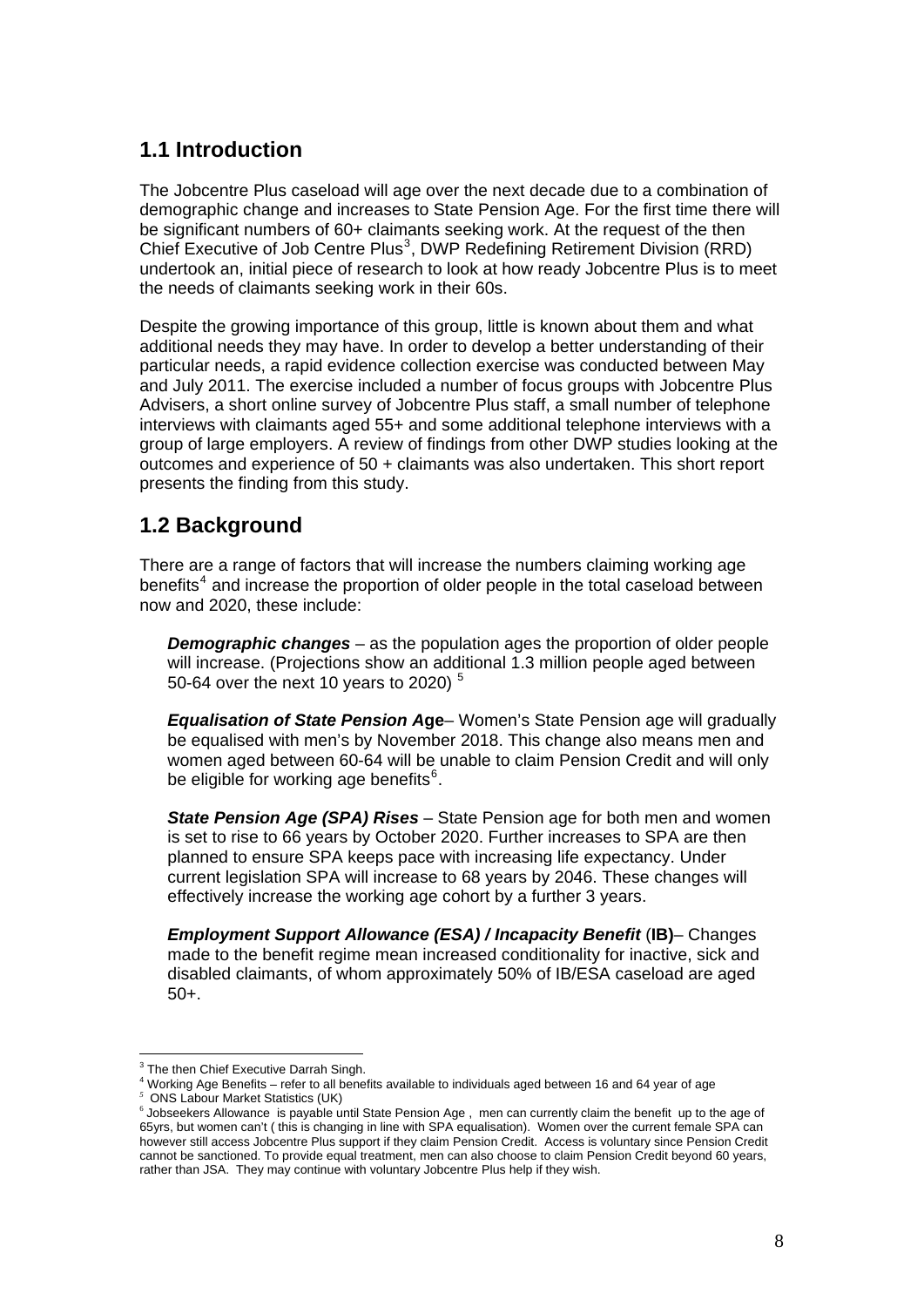## 1.1 Introduction

The Jobcentre Plus caseload will age over the next decade due to a combination of demographic change and increases to State Pension Age. For the first time there will be significant numbers of 60+ claimants seeking work. At the request of the then Chief Executive of Job Centre Plus[3], DWP Redefining Retirement Division (RRD) undertook an, initial piece of research to look at how ready Jobcentre Plus is to meet the needs of claimants seeking work in their 60s.

Despite the growing importance of this group, little is known about them and what additional needs they may have. In order to develop a better understanding of their particular needs, a rapid evidence collection exercise was conducted between May and July 2011. The exercise included a number of focus groups with Jobcentre Plus Advisers, a short online survey of Jobcentre Plus staff, a small number of telephone interviews with claimants aged 55+ and some additional telephone interviews with a group of large employers. A review of findings from other DWP studies looking at the outcomes and experience of 50 + claimants was also undertaken. This short report presents the finding from this study.

## 1.2 Background

There are a range of factors that will increase the numbers claiming working age benefits[4] and increase the proportion of older people in the total caseload between now and 2020, these include:

***Demographic changes*** – as the population ages the proportion of older people will increase. (Projections show an additional 1.3 million people aged between 50-64 over the next 10 years to 2020) [5]

***Equalisation of State Pension A*****ge**– Women's State Pension age will gradually be equalised with men's by November 2018. This change also means men and women aged between 60-64 will be unable to claim Pension Credit and will only be eligible for working age benefits[6].

***State Pension Age (SPA) Rises*** – State Pension age for both men and women is set to rise to 66 years by October 2020. Further increases to SPA are then planned to ensure SPA keeps pace with increasing life expectancy. Under current legislation SPA will increase to 68 years by 2046. These changes will effectively increase the working age cohort by a further 3 years.

***Employment Support Allowance (ESA) / Incapacity Benefit*** (**IB)**– Changes made to the benefit regime mean increased conditionality for inactive, sick and disabled claimants, of whom approximately 50% of IB/ESA caseload are aged 50+.

---

[3] The then Chief Executive Darrah Singh.

[4] Working Age Benefits – refer to all benefits available to individuals aged between 16 and 64 year of age

[5] ONS Labour Market Statistics (UK)

[6] Jobseekers Allowance is payable until State Pension Age , men can currently claim the benefit up to the age of 65yrs, but women can't ( this is changing in line with SPA equalisation). Women over the current female SPA can however still access Jobcentre Plus support if they claim Pension Credit. Access is voluntary since Pension Credit cannot be sanctioned. To provide equal treatment, men can also choose to claim Pension Credit beyond 60 years, rather than JSA. They may continue with voluntary Jobcentre Plus help if they wish.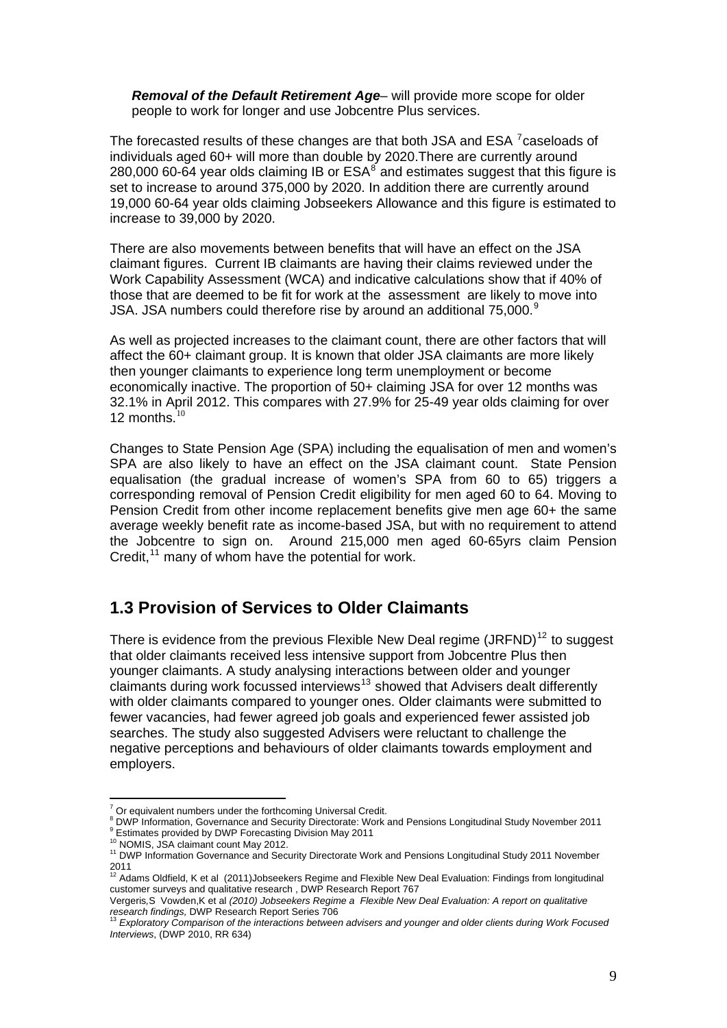***Removal of the Default Retirement Age***– will provide more scope for older people to work for longer and use Jobcentre Plus services.

The forecasted results of these changes are that both JSA and ESA [7]caseloads of individuals aged 60+ will more than double by 2020.There are currently around 280,000 60-64 year olds claiming IB or ESA[8] and estimates suggest that this figure is set to increase to around 375,000 by 2020. In addition there are currently around 19,000 60-64 year olds claiming Jobseekers Allowance and this figure is estimated to increase to 39,000 by 2020.

There are also movements between benefits that will have an effect on the JSA claimant figures. Current IB claimants are having their claims reviewed under the Work Capability Assessment (WCA) and indicative calculations show that if 40% of those that are deemed to be fit for work at the assessment are likely to move into JSA. JSA numbers could therefore rise by around an additional 75,000.[9]

As well as projected increases to the claimant count, there are other factors that will affect the 60+ claimant group. It is known that older JSA claimants are more likely then younger claimants to experience long term unemployment or become economically inactive. The proportion of 50+ claiming JSA for over 12 months was 32.1% in April 2012. This compares with 27.9% for 25-49 year olds claiming for over 12 months.[10]

Changes to State Pension Age (SPA) including the equalisation of men and women's SPA are also likely to have an effect on the JSA claimant count. State Pension equalisation (the gradual increase of women's SPA from 60 to 65) triggers a corresponding removal of Pension Credit eligibility for men aged 60 to 64. Moving to Pension Credit from other income replacement benefits give men age 60+ the same average weekly benefit rate as income-based JSA, but with no requirement to attend the Jobcentre to sign on. Around 215,000 men aged 60-65yrs claim Pension Credit,[11] many of whom have the potential for work.

## 1.3 Provision of Services to Older Claimants

There is evidence from the previous Flexible New Deal regime (JRFND)[12] to suggest that older claimants received less intensive support from Jobcentre Plus then younger claimants. A study analysing interactions between older and younger claimants during work focussed interviews[13] showed that Advisers dealt differently with older claimants compared to younger ones. Older claimants were submitted to fewer vacancies, had fewer agreed job goals and experienced fewer assisted job searches. The study also suggested Advisers were reluctant to challenge the negative perceptions and behaviours of older claimants towards employment and employers.

---

[7] Or equivalent numbers under the forthcoming Universal Credit.
[8] DWP Information, Governance and Security Directorate: Work and Pensions Longitudinal Study November 2011
[9] Estimates provided by DWP Forecasting Division May 2011
[10] NOMIS, JSA claimant count May 2012.
[11] DWP Information Governance and Security Directorate Work and Pensions Longitudinal Study 2011 November 2011
[12] Adams Oldfield, K et al (2011)Jobseekers Regime and Flexible New Deal Evaluation: Findings from longitudinal customer surveys and qualitative research , DWP Research Report 767
Vergeris,S Vowden,K et al *(2010) Jobseekers Regime a Flexible New Deal Evaluation: A report on qualitative research findings,* DWP Research Report Series 706
[13] *Exploratory Comparison of the interactions between advisers and younger and older clients during Work Focused Interviews*, (DWP 2010, RR 634)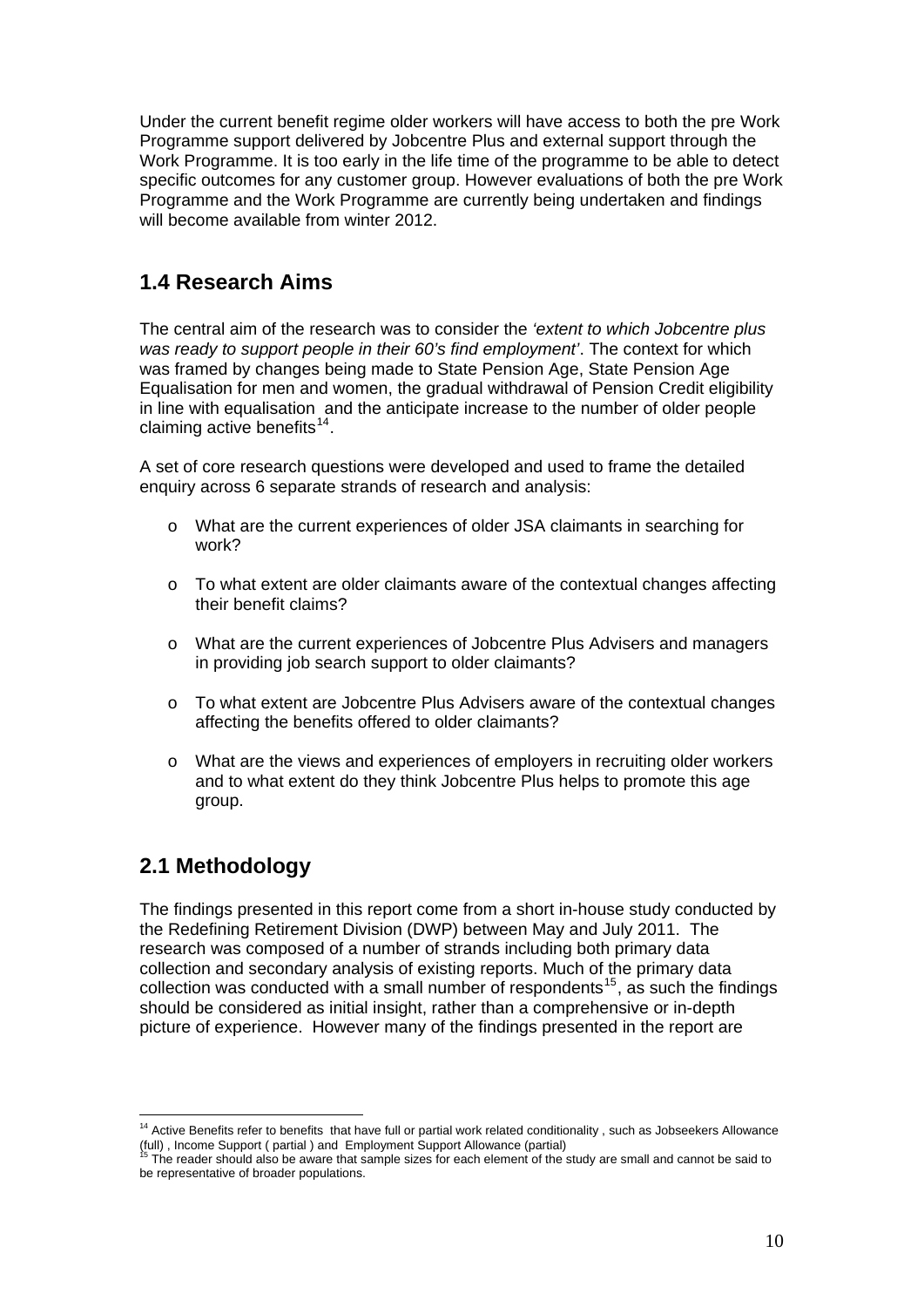Under the current benefit regime older workers will have access to both the pre Work Programme support delivered by Jobcentre Plus and external support through the Work Programme. It is too early in the life time of the programme to be able to detect specific outcomes for any customer group. However evaluations of both the pre Work Programme and the Work Programme are currently being undertaken and findings will become available from winter 2012.

## 1.4 Research Aims

The central aim of the research was to consider the *'extent to which Jobcentre plus was ready to support people in their 60's find employment'*. The context for which was framed by changes being made to State Pension Age, State Pension Age Equalisation for men and women, the gradual withdrawal of Pension Credit eligibility in line with equalisation and the anticipate increase to the number of older people claiming active benefits[14].

A set of core research questions were developed and used to frame the detailed enquiry across 6 separate strands of research and analysis:

- What are the current experiences of older JSA claimants in searching for work?
- To what extent are older claimants aware of the contextual changes affecting their benefit claims?
- What are the current experiences of Jobcentre Plus Advisers and managers in providing job search support to older claimants?
- To what extent are Jobcentre Plus Advisers aware of the contextual changes affecting the benefits offered to older claimants?
- What are the views and experiences of employers in recruiting older workers and to what extent do they think Jobcentre Plus helps to promote this age group.

## 2.1 Methodology

The findings presented in this report come from a short in-house study conducted by the Redefining Retirement Division (DWP) between May and July 2011. The research was composed of a number of strands including both primary data collection and secondary analysis of existing reports. Much of the primary data collection was conducted with a small number of respondents[15], as such the findings should be considered as initial insight, rather than a comprehensive or in-depth picture of experience. However many of the findings presented in the report are

---

[14] Active Benefits refer to benefits that have full or partial work related conditionality , such as Jobseekers Allowance (full) , Income Support ( partial ) and Employment Support Allowance (partial)

[15] The reader should also be aware that sample sizes for each element of the study are small and cannot be said to be representative of broader populations.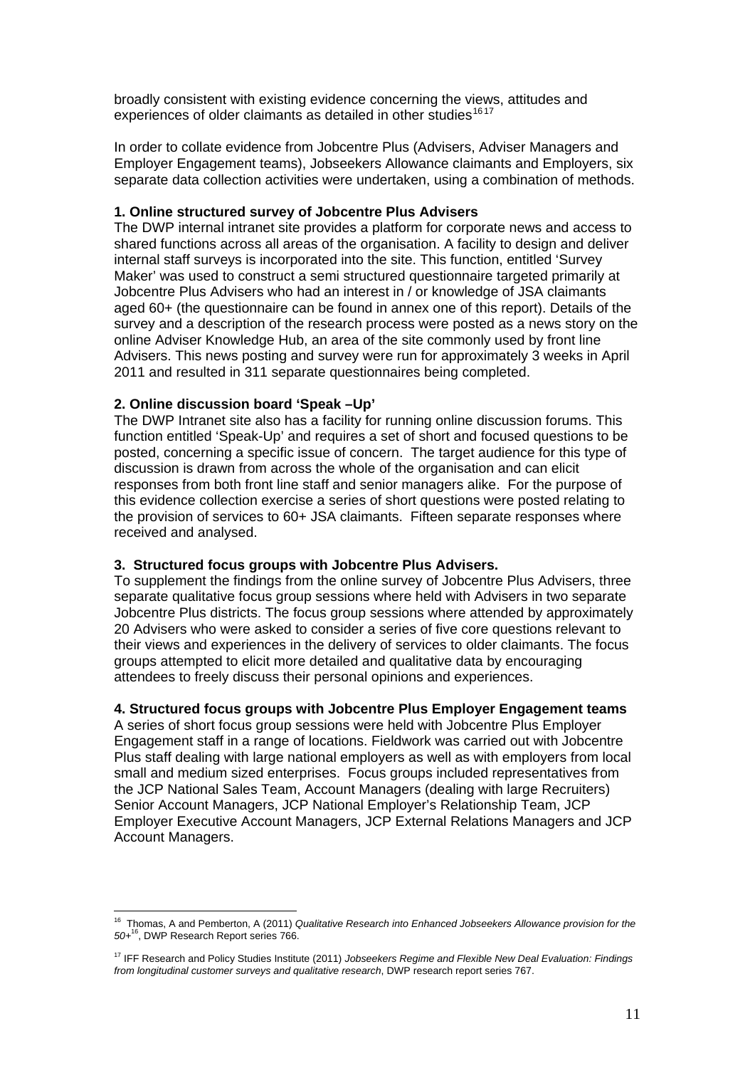broadly consistent with existing evidence concerning the views, attitudes and experiences of older claimants as detailed in other studies[16 17]

In order to collate evidence from Jobcentre Plus (Advisers, Adviser Managers and Employer Engagement teams), Jobseekers Allowance claimants and Employers, six separate data collection activities were undertaken, using a combination of methods.

**1. Online structured survey of Jobcentre Plus Advisers**

The DWP internal intranet site provides a platform for corporate news and access to shared functions across all areas of the organisation. A facility to design and deliver internal staff surveys is incorporated into the site. This function, entitled 'Survey Maker' was used to construct a semi structured questionnaire targeted primarily at Jobcentre Plus Advisers who had an interest in / or knowledge of JSA claimants aged 60+ (the questionnaire can be found in annex one of this report). Details of the survey and a description of the research process were posted as a news story on the online Adviser Knowledge Hub, an area of the site commonly used by front line Advisers. This news posting and survey were run for approximately 3 weeks in April 2011 and resulted in 311 separate questionnaires being completed.

**2. Online discussion board 'Speak –Up'**

The DWP Intranet site also has a facility for running online discussion forums. This function entitled 'Speak-Up' and requires a set of short and focused questions to be posted, concerning a specific issue of concern. The target audience for this type of discussion is drawn from across the whole of the organisation and can elicit responses from both front line staff and senior managers alike. For the purpose of this evidence collection exercise a series of short questions were posted relating to the provision of services to 60+ JSA claimants. Fifteen separate responses where received and analysed.

**3. Structured focus groups with Jobcentre Plus Advisers.**

To supplement the findings from the online survey of Jobcentre Plus Advisers, three separate qualitative focus group sessions where held with Advisers in two separate Jobcentre Plus districts. The focus group sessions where attended by approximately 20 Advisers who were asked to consider a series of five core questions relevant to their views and experiences in the delivery of services to older claimants. The focus groups attempted to elicit more detailed and qualitative data by encouraging attendees to freely discuss their personal opinions and experiences.

**4. Structured focus groups with Jobcentre Plus Employer Engagement teams**

A series of short focus group sessions were held with Jobcentre Plus Employer Engagement staff in a range of locations. Fieldwork was carried out with Jobcentre Plus staff dealing with large national employers as well as with employers from local small and medium sized enterprises. Focus groups included representatives from the JCP National Sales Team, Account Managers (dealing with large Recruiters) Senior Account Managers, JCP National Employer's Relationship Team, JCP Employer Executive Account Managers, JCP External Relations Managers and JCP Account Managers.

---

[16] Thomas, A and Pemberton, A (2011) *Qualitative Research into Enhanced Jobseekers Allowance provision for the 50+*[16], DWP Research Report series 766.

[17] IFF Research and Policy Studies Institute (2011) *Jobseekers Regime and Flexible New Deal Evaluation: Findings from longitudinal customer surveys and qualitative research*, DWP research report series 767.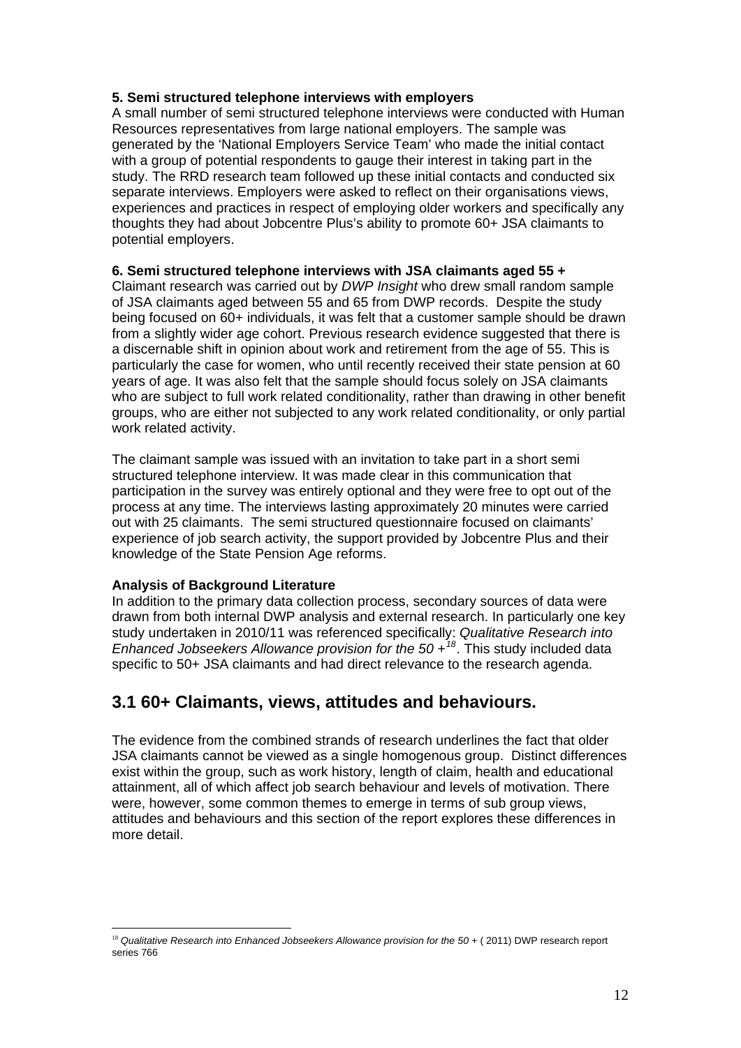**5. Semi structured telephone interviews with employers**

A small number of semi structured telephone interviews were conducted with Human Resources representatives from large national employers. The sample was generated by the 'National Employers Service Team' who made the initial contact with a group of potential respondents to gauge their interest in taking part in the study. The RRD research team followed up these initial contacts and conducted six separate interviews. Employers were asked to reflect on their organisations views, experiences and practices in respect of employing older workers and specifically any thoughts they had about Jobcentre Plus's ability to promote 60+ JSA claimants to potential employers.

**6. Semi structured telephone interviews with JSA claimants aged 55 +**

Claimant research was carried out by *DWP Insight* who drew small random sample of JSA claimants aged between 55 and 65 from DWP records. Despite the study being focused on 60+ individuals, it was felt that a customer sample should be drawn from a slightly wider age cohort. Previous research evidence suggested that there is a discernable shift in opinion about work and retirement from the age of 55. This is particularly the case for women, who until recently received their state pension at 60 years of age. It was also felt that the sample should focus solely on JSA claimants who are subject to full work related conditionality, rather than drawing in other benefit groups, who are either not subjected to any work related conditionality, or only partial work related activity.

The claimant sample was issued with an invitation to take part in a short semi structured telephone interview. It was made clear in this communication that participation in the survey was entirely optional and they were free to opt out of the process at any time. The interviews lasting approximately 20 minutes were carried out with 25 claimants. The semi structured questionnaire focused on claimants' experience of job search activity, the support provided by Jobcentre Plus and their knowledge of the State Pension Age reforms.

**Analysis of Background Literature**

In addition to the primary data collection process, secondary sources of data were drawn from both internal DWP analysis and external research. In particularly one key study undertaken in 2010/11 was referenced specifically: *Qualitative Research into Enhanced Jobseekers Allowance provision for the 50 +*[18]. This study included data specific to 50+ JSA claimants and had direct relevance to the research agenda.

## 3.1 60+ Claimants, views, attitudes and behaviours.

The evidence from the combined strands of research underlines the fact that older JSA claimants cannot be viewed as a single homogenous group. Distinct differences exist within the group, such as work history, length of claim, health and educational attainment, all of which affect job search behaviour and levels of motivation. There were, however, some common themes to emerge in terms of sub group views, attitudes and behaviours and this section of the report explores these differences in more detail.

---

[18] *Qualitative Research into Enhanced Jobseekers Allowance provision for the 50 +* ( 2011) DWP research report series 766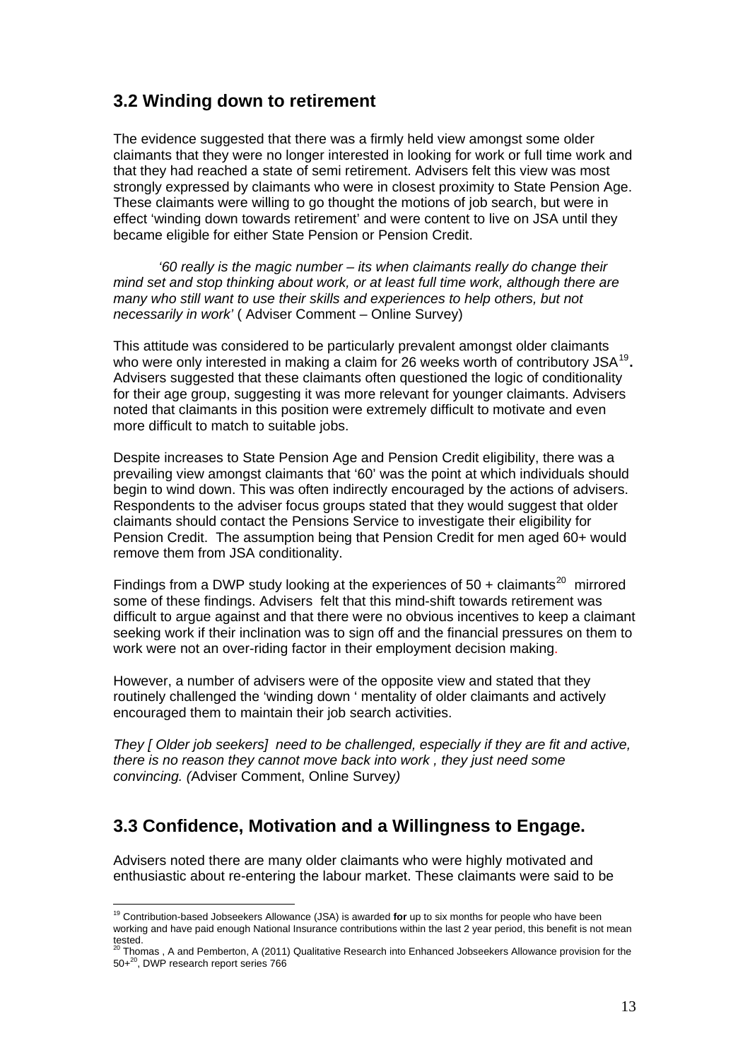## 3.2 Winding down to retirement

The evidence suggested that there was a firmly held view amongst some older claimants that they were no longer interested in looking for work or full time work and that they had reached a state of semi retirement. Advisers felt this view was most strongly expressed by claimants who were in closest proximity to State Pension Age. These claimants were willing to go thought the motions of job search, but were in effect 'winding down towards retirement' and were content to live on JSA until they became eligible for either State Pension or Pension Credit.

> *'60 really is the magic number – its when claimants really do change their mind set and stop thinking about work, or at least full time work, although there are many who still want to use their skills and experiences to help others, but not necessarily in work'* ( Adviser Comment – Online Survey)

This attitude was considered to be particularly prevalent amongst older claimants who were only interested in making a claim for 26 weeks worth of contributory JSA[19]**.** Advisers suggested that these claimants often questioned the logic of conditionality for their age group, suggesting it was more relevant for younger claimants. Advisers noted that claimants in this position were extremely difficult to motivate and even more difficult to match to suitable jobs.

Despite increases to State Pension Age and Pension Credit eligibility, there was a prevailing view amongst claimants that '60' was the point at which individuals should begin to wind down. This was often indirectly encouraged by the actions of advisers. Respondents to the adviser focus groups stated that they would suggest that older claimants should contact the Pensions Service to investigate their eligibility for Pension Credit. The assumption being that Pension Credit for men aged 60+ would remove them from JSA conditionality.

Findings from a DWP study looking at the experiences of 50 + claimants[20] mirrored some of these findings. Advisers felt that this mind-shift towards retirement was difficult to argue against and that there were no obvious incentives to keep a claimant seeking work if their inclination was to sign off and the financial pressures on them to work were not an over-riding factor in their employment decision making.

However, a number of advisers were of the opposite view and stated that they routinely challenged the 'winding down ' mentality of older claimants and actively encouraged them to maintain their job search activities.

*They [ Older job seekers] need to be challenged, especially if they are fit and active, there is no reason they cannot move back into work , they just need some convincing. (*Adviser Comment, Online Survey*)*

## 3.3 Confidence, Motivation and a Willingness to Engage.

Advisers noted there are many older claimants who were highly motivated and enthusiastic about re-entering the labour market. These claimants were said to be

---

[19] Contribution-based Jobseekers Allowance (JSA) is awarded **for** up to six months for people who have been working and have paid enough National Insurance contributions within the last 2 year period, this benefit is not mean tested.

[20] Thomas , A and Pemberton, A (2011) Qualitative Research into Enhanced Jobseekers Allowance provision for the 50+[20], DWP research report series 766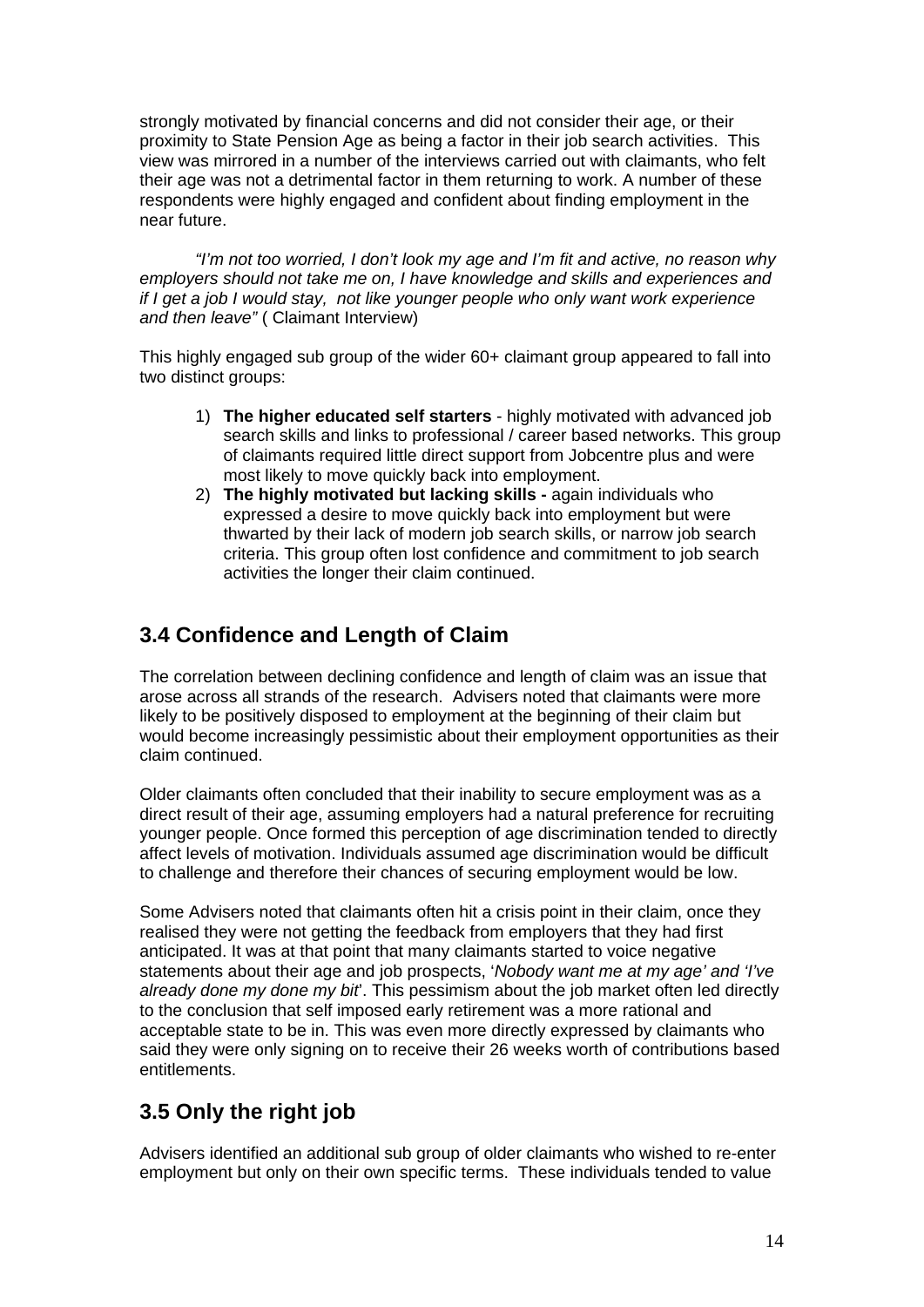strongly motivated by financial concerns and did not consider their age, or their proximity to State Pension Age as being a factor in their job search activities. This view was mirrored in a number of the interviews carried out with claimants, who felt their age was not a detrimental factor in them returning to work. A number of these respondents were highly engaged and confident about finding employment in the near future.

> *"I'm not too worried, I don't look my age and I'm fit and active, no reason why employers should not take me on, I have knowledge and skills and experiences and if I get a job I would stay, not like younger people who only want work experience and then leave"* ( Claimant Interview)

This highly engaged sub group of the wider 60+ claimant group appeared to fall into two distinct groups:

1) **The higher educated self starters** - highly motivated with advanced job search skills and links to professional / career based networks. This group of claimants required little direct support from Jobcentre plus and were most likely to move quickly back into employment.
2) **The highly motivated but lacking skills -** again individuals who expressed a desire to move quickly back into employment but were thwarted by their lack of modern job search skills, or narrow job search criteria. This group often lost confidence and commitment to job search activities the longer their claim continued.

## 3.4 Confidence and Length of Claim

The correlation between declining confidence and length of claim was an issue that arose across all strands of the research. Advisers noted that claimants were more likely to be positively disposed to employment at the beginning of their claim but would become increasingly pessimistic about their employment opportunities as their claim continued.

Older claimants often concluded that their inability to secure employment was as a direct result of their age, assuming employers had a natural preference for recruiting younger people. Once formed this perception of age discrimination tended to directly affect levels of motivation. Individuals assumed age discrimination would be difficult to challenge and therefore their chances of securing employment would be low.

Some Advisers noted that claimants often hit a crisis point in their claim, once they realised they were not getting the feedback from employers that they had first anticipated. It was at that point that many claimants started to voice negative statements about their age and job prospects, '*Nobody want me at my age' and 'I've already done my done my bit*'. This pessimism about the job market often led directly to the conclusion that self imposed early retirement was a more rational and acceptable state to be in. This was even more directly expressed by claimants who said they were only signing on to receive their 26 weeks worth of contributions based entitlements.

## 3.5 Only the right job

Advisers identified an additional sub group of older claimants who wished to re-enter employment but only on their own specific terms. These individuals tended to value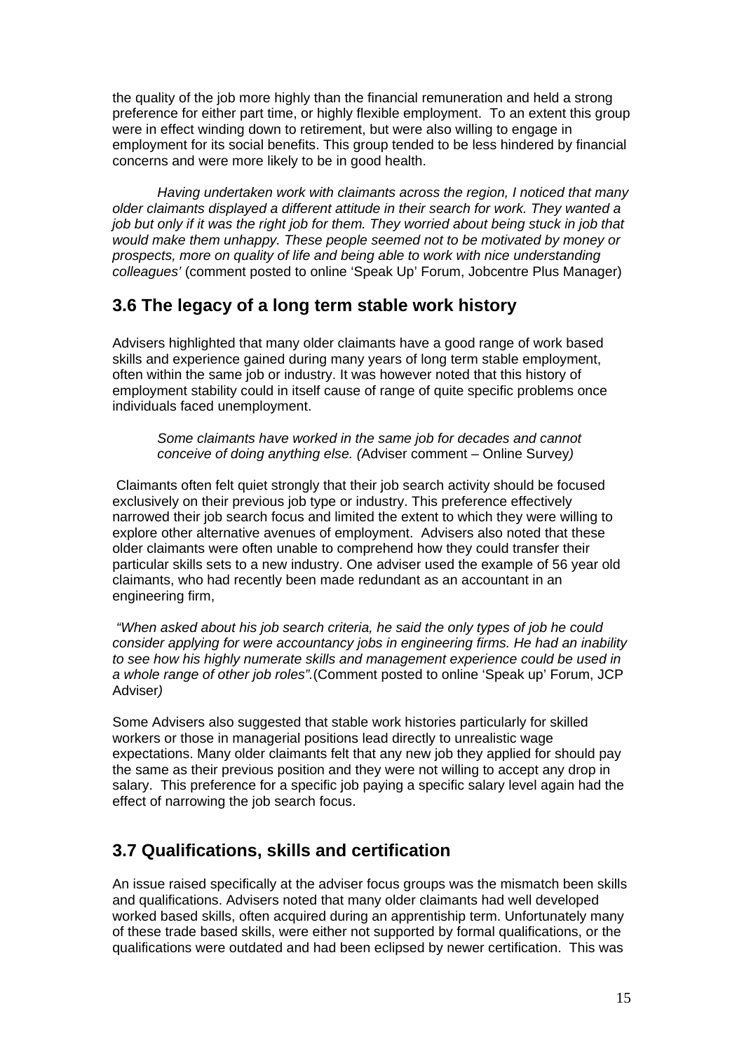the quality of the job more highly than the financial remuneration and held a strong preference for either part time, or highly flexible employment. To an extent this group were in effect winding down to retirement, but were also willing to engage in employment for its social benefits. This group tended to be less hindered by financial concerns and were more likely to be in good health.

*Having undertaken work with claimants across the region, I noticed that many older claimants displayed a different attitude in their search for work. They wanted a job but only if it was the right job for them. They worried about being stuck in job that would make them unhappy. These people seemed not to be motivated by money or prospects, more on quality of life and being able to work with nice understanding colleagues'* (comment posted to online 'Speak Up' Forum, Jobcentre Plus Manager)

## 3.6 The legacy of a long term stable work history

Advisers highlighted that many older claimants have a good range of work based skills and experience gained during many years of long term stable employment, often within the same job or industry. It was however noted that this history of employment stability could in itself cause of range of quite specific problems once individuals faced unemployment.

> *Some claimants have worked in the same job for decades and cannot conceive of doing anything else. (*Adviser comment – Online Survey*)*

Claimants often felt quiet strongly that their job search activity should be focused exclusively on their previous job type or industry. This preference effectively narrowed their job search focus and limited the extent to which they were willing to explore other alternative avenues of employment. Advisers also noted that these older claimants were often unable to comprehend how they could transfer their particular skills sets to a new industry. One adviser used the example of 56 year old claimants, who had recently been made redundant as an accountant in an engineering firm,

*"When asked about his job search criteria, he said the only types of job he could consider applying for were accountancy jobs in engineering firms. He had an inability to see how his highly numerate skills and management experience could be used in a whole range of other job roles".*(Comment posted to online 'Speak up' Forum, JCP Adviser*)*

Some Advisers also suggested that stable work histories particularly for skilled workers or those in managerial positions lead directly to unrealistic wage expectations. Many older claimants felt that any new job they applied for should pay the same as their previous position and they were not willing to accept any drop in salary. This preference for a specific job paying a specific salary level again had the effect of narrowing the job search focus.

## 3.7 Qualifications, skills and certification

An issue raised specifically at the adviser focus groups was the mismatch been skills and qualifications. Advisers noted that many older claimants had well developed worked based skills, often acquired during an apprentiship term. Unfortunately many of these trade based skills, were either not supported by formal qualifications, or the qualifications were outdated and had been eclipsed by newer certification. This was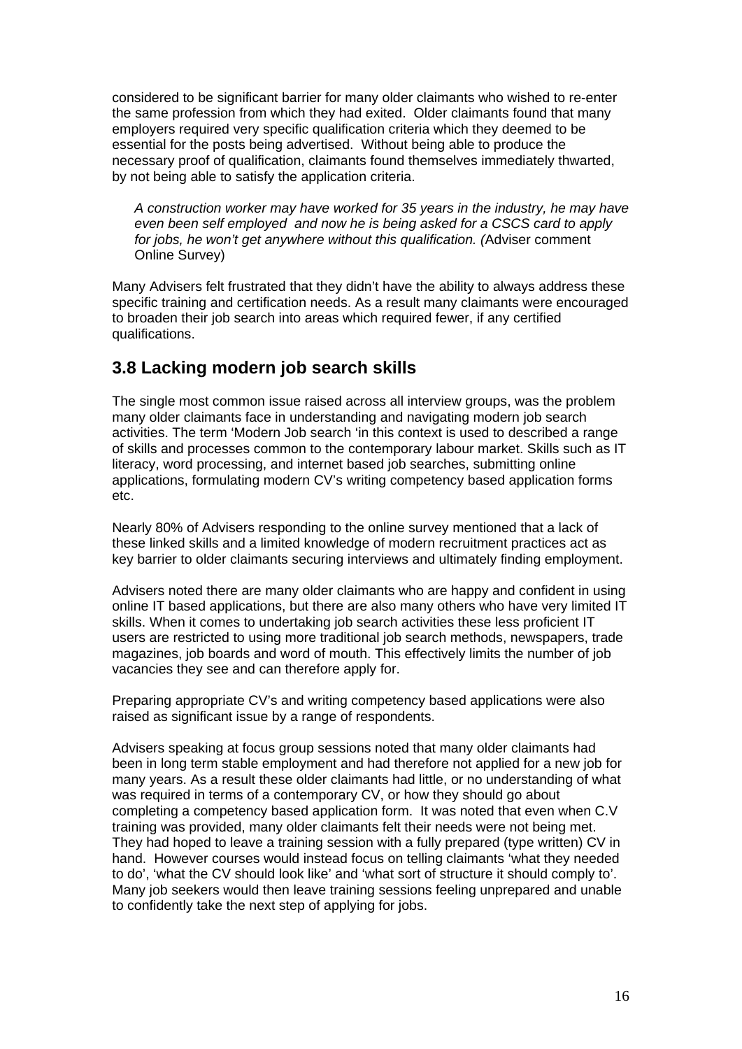considered to be significant barrier for many older claimants who wished to re-enter the same profession from which they had exited. Older claimants found that many employers required very specific qualification criteria which they deemed to be essential for the posts being advertised. Without being able to produce the necessary proof of qualification, claimants found themselves immediately thwarted, by not being able to satisfy the application criteria.

> *A construction worker may have worked for 35 years in the industry, he may have even been self employed and now he is being asked for a CSCS card to apply for jobs, he won't get anywhere without this qualification. (*Adviser comment Online Survey)

Many Advisers felt frustrated that they didn't have the ability to always address these specific training and certification needs. As a result many claimants were encouraged to broaden their job search into areas which required fewer, if any certified qualifications.

## 3.8 Lacking modern job search skills

The single most common issue raised across all interview groups, was the problem many older claimants face in understanding and navigating modern job search activities. The term 'Modern Job search 'in this context is used to described a range of skills and processes common to the contemporary labour market. Skills such as IT literacy, word processing, and internet based job searches, submitting online applications, formulating modern CV's writing competency based application forms etc.

Nearly 80% of Advisers responding to the online survey mentioned that a lack of these linked skills and a limited knowledge of modern recruitment practices act as key barrier to older claimants securing interviews and ultimately finding employment.

Advisers noted there are many older claimants who are happy and confident in using online IT based applications, but there are also many others who have very limited IT skills. When it comes to undertaking job search activities these less proficient IT users are restricted to using more traditional job search methods, newspapers, trade magazines, job boards and word of mouth. This effectively limits the number of job vacancies they see and can therefore apply for.

Preparing appropriate CV's and writing competency based applications were also raised as significant issue by a range of respondents.

Advisers speaking at focus group sessions noted that many older claimants had been in long term stable employment and had therefore not applied for a new job for many years. As a result these older claimants had little, or no understanding of what was required in terms of a contemporary CV, or how they should go about completing a competency based application form. It was noted that even when C.V training was provided, many older claimants felt their needs were not being met. They had hoped to leave a training session with a fully prepared (type written) CV in hand. However courses would instead focus on telling claimants 'what they needed to do', 'what the CV should look like' and 'what sort of structure it should comply to'. Many job seekers would then leave training sessions feeling unprepared and unable to confidently take the next step of applying for jobs.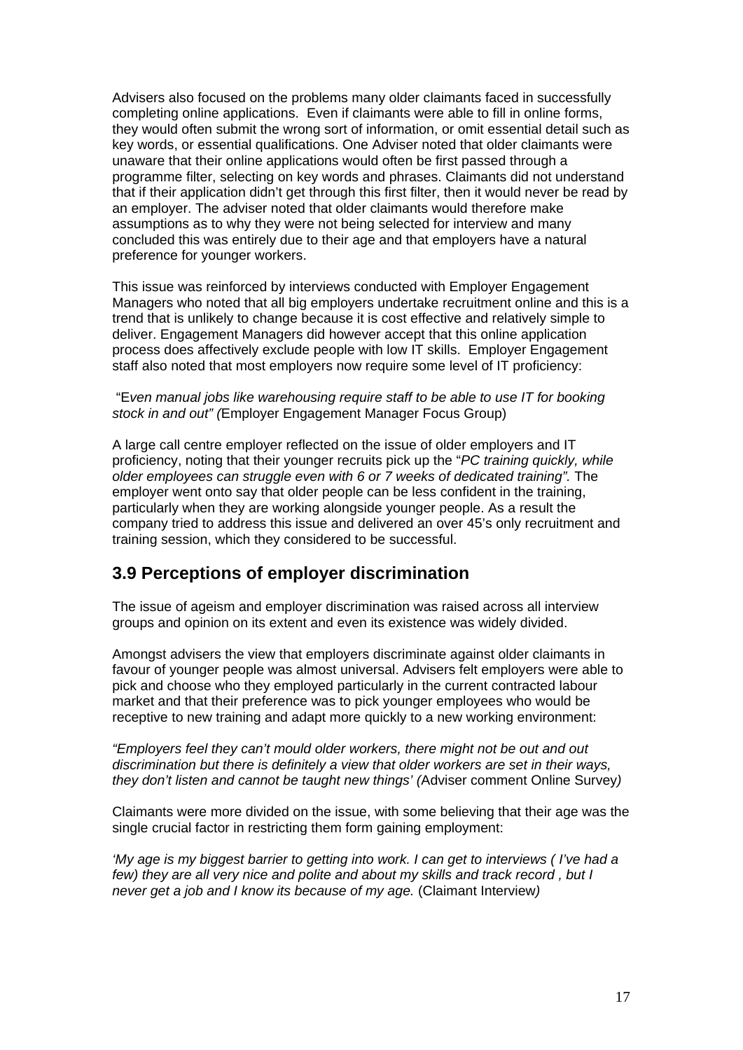Advisers also focused on the problems many older claimants faced in successfully completing online applications. Even if claimants were able to fill in online forms, they would often submit the wrong sort of information, or omit essential detail such as key words, or essential qualifications. One Adviser noted that older claimants were unaware that their online applications would often be first passed through a programme filter, selecting on key words and phrases. Claimants did not understand that if their application didn't get through this first filter, then it would never be read by an employer. The adviser noted that older claimants would therefore make assumptions as to why they were not being selected for interview and many concluded this was entirely due to their age and that employers have a natural preference for younger workers.

This issue was reinforced by interviews conducted with Employer Engagement Managers who noted that all big employers undertake recruitment online and this is a trend that is unlikely to change because it is cost effective and relatively simple to deliver. Engagement Managers did however accept that this online application process does affectively exclude people with low IT skills. Employer Engagement staff also noted that most employers now require some level of IT proficiency:

"E*ven manual jobs like warehousing require staff to be able to use IT for booking stock in and out" (*Employer Engagement Manager Focus Group)

A large call centre employer reflected on the issue of older employers and IT proficiency, noting that their younger recruits pick up the "*PC training quickly, while older employees can struggle even with 6 or 7 weeks of dedicated training".* The employer went onto say that older people can be less confident in the training, particularly when they are working alongside younger people. As a result the company tried to address this issue and delivered an over 45's only recruitment and training session, which they considered to be successful.

## 3.9 Perceptions of employer discrimination

The issue of ageism and employer discrimination was raised across all interview groups and opinion on its extent and even its existence was widely divided.

Amongst advisers the view that employers discriminate against older claimants in favour of younger people was almost universal. Advisers felt employers were able to pick and choose who they employed particularly in the current contracted labour market and that their preference was to pick younger employees who would be receptive to new training and adapt more quickly to a new working environment:

*"Employers feel they can't mould older workers, there might not be out and out discrimination but there is definitely a view that older workers are set in their ways, they don't listen and cannot be taught new things' (*Adviser comment Online Survey*)*

Claimants were more divided on the issue, with some believing that their age was the single crucial factor in restricting them form gaining employment:

*'My age is my biggest barrier to getting into work. I can get to interviews ( I've had a few) they are all very nice and polite and about my skills and track record , but I never get a job and I know its because of my age.* (Claimant Interview*)*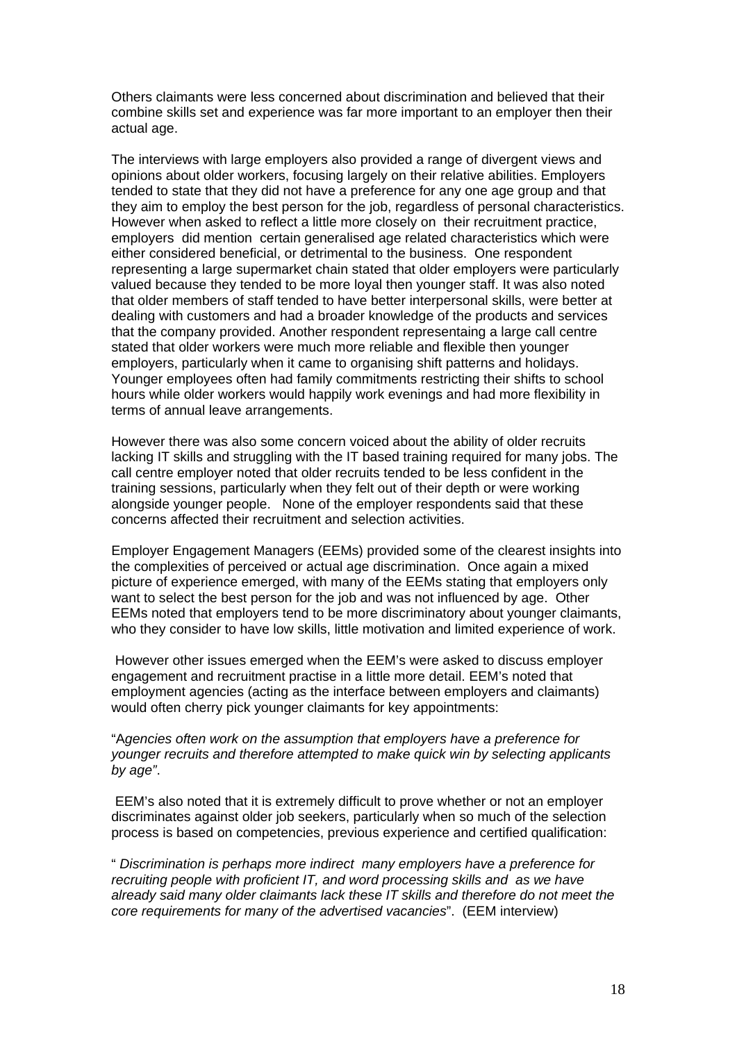Others claimants were less concerned about discrimination and believed that their combine skills set and experience was far more important to an employer then their actual age.

The interviews with large employers also provided a range of divergent views and opinions about older workers, focusing largely on their relative abilities. Employers tended to state that they did not have a preference for any one age group and that they aim to employ the best person for the job, regardless of personal characteristics. However when asked to reflect a little more closely on their recruitment practice, employers did mention certain generalised age related characteristics which were either considered beneficial, or detrimental to the business. One respondent representing a large supermarket chain stated that older employers were particularly valued because they tended to be more loyal then younger staff. It was also noted that older members of staff tended to have better interpersonal skills, were better at dealing with customers and had a broader knowledge of the products and services that the company provided. Another respondent representaing a large call centre stated that older workers were much more reliable and flexible then younger employers, particularly when it came to organising shift patterns and holidays. Younger employees often had family commitments restricting their shifts to school hours while older workers would happily work evenings and had more flexibility in terms of annual leave arrangements.

However there was also some concern voiced about the ability of older recruits lacking IT skills and struggling with the IT based training required for many jobs. The call centre employer noted that older recruits tended to be less confident in the training sessions, particularly when they felt out of their depth or were working alongside younger people. None of the employer respondents said that these concerns affected their recruitment and selection activities.

Employer Engagement Managers (EEMs) provided some of the clearest insights into the complexities of perceived or actual age discrimination. Once again a mixed picture of experience emerged, with many of the EEMs stating that employers only want to select the best person for the job and was not influenced by age. Other EEMs noted that employers tend to be more discriminatory about younger claimants, who they consider to have low skills, little motivation and limited experience of work.

However other issues emerged when the EEM's were asked to discuss employer engagement and recruitment practise in a little more detail. EEM's noted that employment agencies (acting as the interface between employers and claimants) would often cherry pick younger claimants for key appointments:

"A*gencies often work on the assumption that employers have a preference for younger recruits and therefore attempted to make quick win by selecting applicants by age"*.

EEM's also noted that it is extremely difficult to prove whether or not an employer discriminates against older job seekers, particularly when so much of the selection process is based on competencies, previous experience and certified qualification:

" *Discrimination is perhaps more indirect many employers have a preference for recruiting people with proficient IT, and word processing skills and as we have already said many older claimants lack these IT skills and therefore do not meet the core requirements for many of the advertised vacancies*". (EEM interview)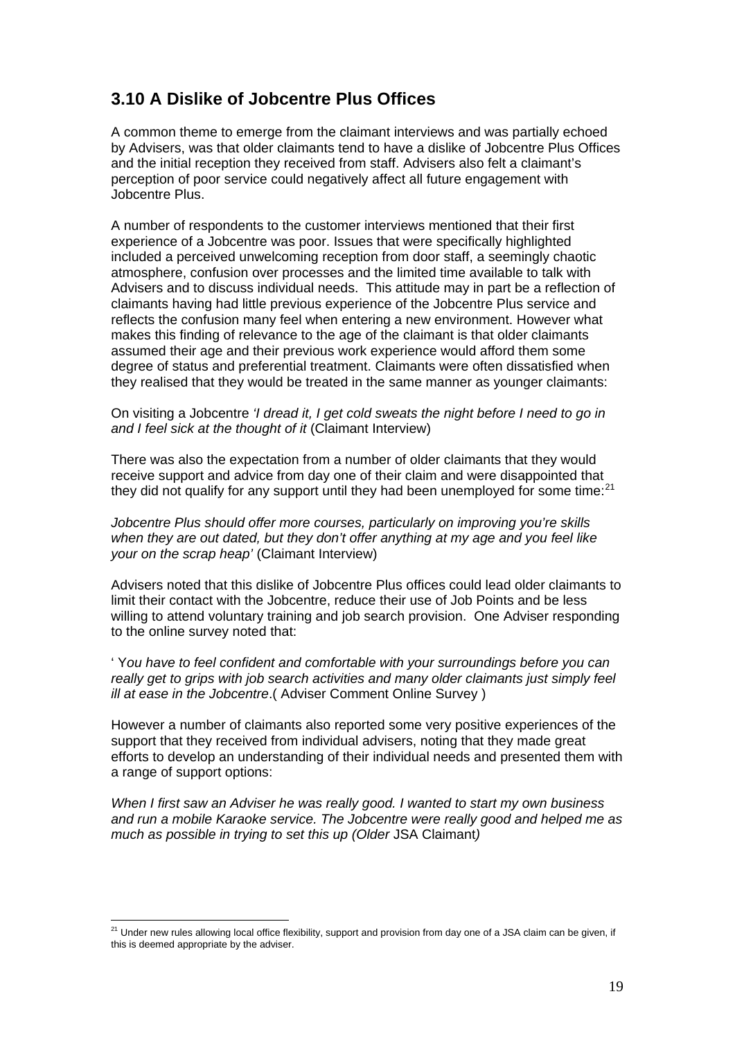## 3.10 A Dislike of Jobcentre Plus Offices

A common theme to emerge from the claimant interviews and was partially echoed by Advisers, was that older claimants tend to have a dislike of Jobcentre Plus Offices and the initial reception they received from staff. Advisers also felt a claimant's perception of poor service could negatively affect all future engagement with Jobcentre Plus.

A number of respondents to the customer interviews mentioned that their first experience of a Jobcentre was poor. Issues that were specifically highlighted included a perceived unwelcoming reception from door staff, a seemingly chaotic atmosphere, confusion over processes and the limited time available to talk with Advisers and to discuss individual needs. This attitude may in part be a reflection of claimants having had little previous experience of the Jobcentre Plus service and reflects the confusion many feel when entering a new environment. However what makes this finding of relevance to the age of the claimant is that older claimants assumed their age and their previous work experience would afford them some degree of status and preferential treatment. Claimants were often dissatisfied when they realised that they would be treated in the same manner as younger claimants:

On visiting a Jobcentre *'I dread it, I get cold sweats the night before I need to go in and I feel sick at the thought of it* (Claimant Interview)

There was also the expectation from a number of older claimants that they would receive support and advice from day one of their claim and were disappointed that they did not qualify for any support until they had been unemployed for some time:[21]

*Jobcentre Plus should offer more courses, particularly on improving you're skills when they are out dated, but they don't offer anything at my age and you feel like your on the scrap heap'* (Claimant Interview)

Advisers noted that this dislike of Jobcentre Plus offices could lead older claimants to limit their contact with the Jobcentre, reduce their use of Job Points and be less willing to attend voluntary training and job search provision. One Adviser responding to the online survey noted that:

' Y*ou have to feel confident and comfortable with your surroundings before you can really get to grips with job search activities and many older claimants just simply feel ill at ease in the Jobcentre*.( Adviser Comment Online Survey )

However a number of claimants also reported some very positive experiences of the support that they received from individual advisers, noting that they made great efforts to develop an understanding of their individual needs and presented them with a range of support options:

*When I first saw an Adviser he was really good. I wanted to start my own business and run a mobile Karaoke service. The Jobcentre were really good and helped me as much as possible in trying to set this up (Older* JSA Claimant*)*

---

[21] Under new rules allowing local office flexibility, support and provision from day one of a JSA claim can be given, if this is deemed appropriate by the adviser.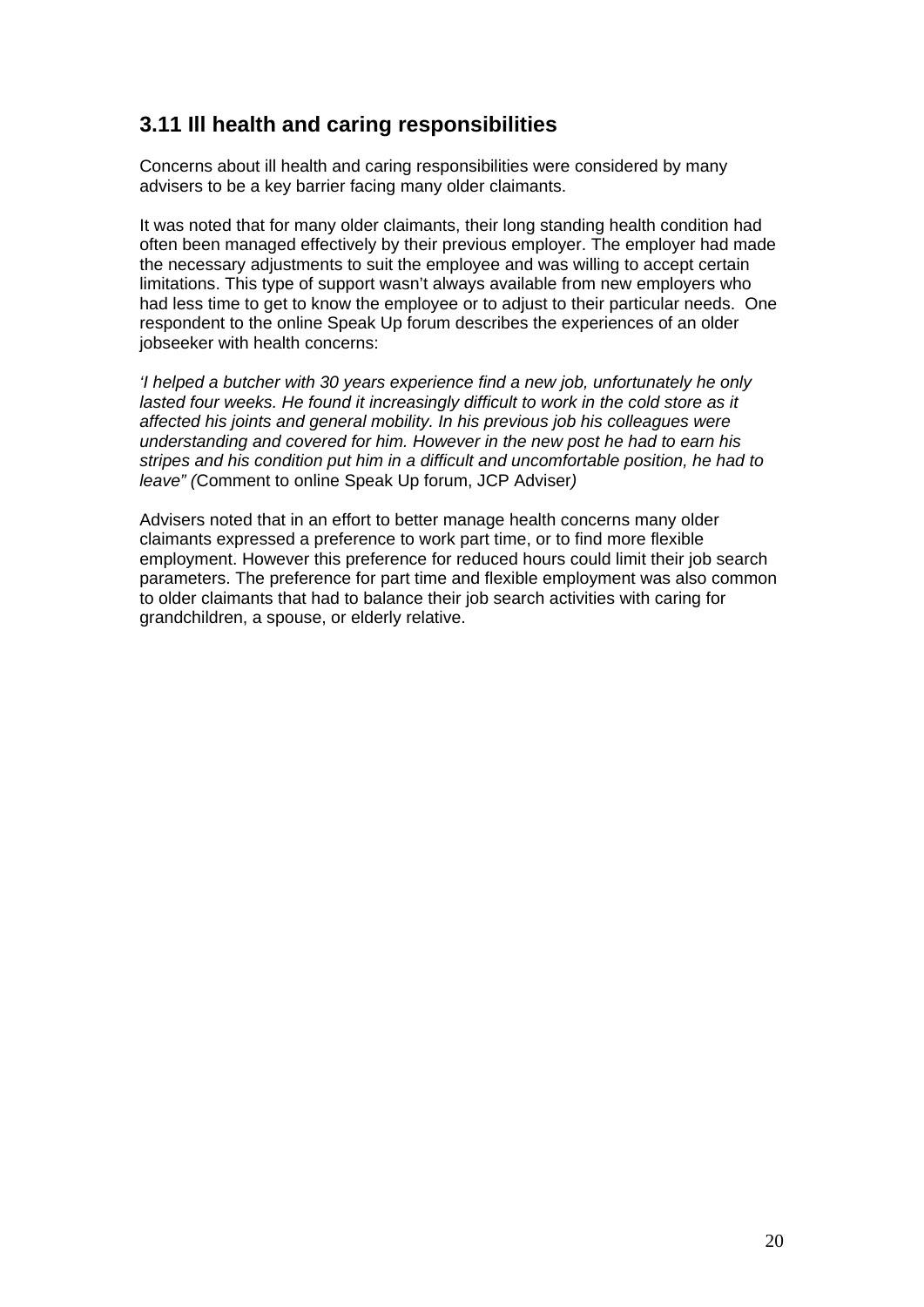## 3.11 Ill health and caring responsibilities

Concerns about ill health and caring responsibilities were considered by many advisers to be a key barrier facing many older claimants.

It was noted that for many older claimants, their long standing health condition had often been managed effectively by their previous employer. The employer had made the necessary adjustments to suit the employee and was willing to accept certain limitations. This type of support wasn't always available from new employers who had less time to get to know the employee or to adjust to their particular needs. One respondent to the online Speak Up forum describes the experiences of an older jobseeker with health concerns:

*'I helped a butcher with 30 years experience find a new job, unfortunately he only lasted four weeks. He found it increasingly difficult to work in the cold store as it affected his joints and general mobility. In his previous job his colleagues were understanding and covered for him. However in the new post he had to earn his stripes and his condition put him in a difficult and uncomfortable position, he had to leave" (*Comment to online Speak Up forum, JCP Adviser*)*

Advisers noted that in an effort to better manage health concerns many older claimants expressed a preference to work part time, or to find more flexible employment. However this preference for reduced hours could limit their job search parameters. The preference for part time and flexible employment was also common to older claimants that had to balance their job search activities with caring for grandchildren, a spouse, or elderly relative.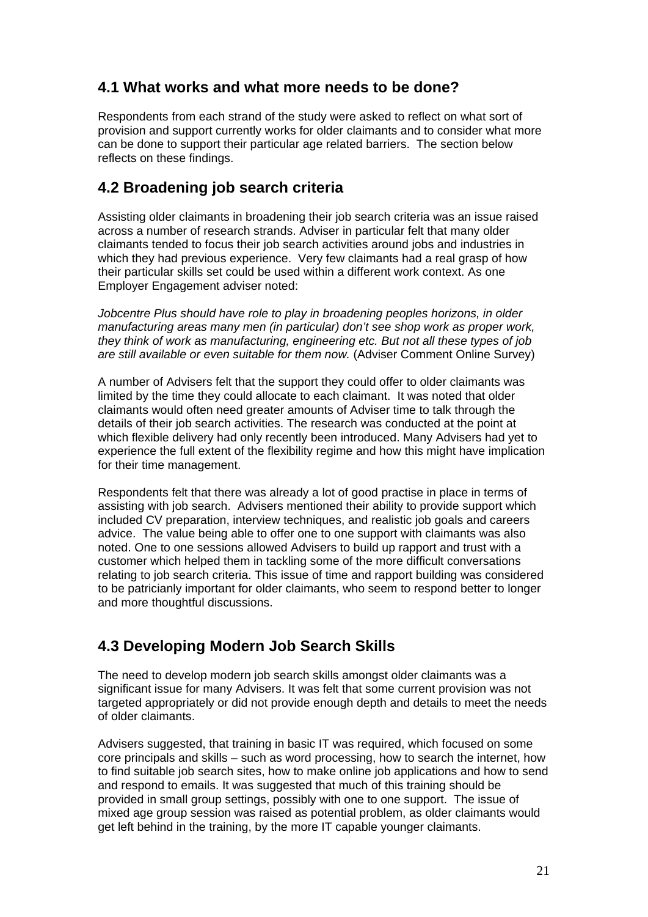## 4.1 What works and what more needs to be done?

Respondents from each strand of the study were asked to reflect on what sort of provision and support currently works for older claimants and to consider what more can be done to support their particular age related barriers. The section below reflects on these findings.

## 4.2 Broadening job search criteria

Assisting older claimants in broadening their job search criteria was an issue raised across a number of research strands. Adviser in particular felt that many older claimants tended to focus their job search activities around jobs and industries in which they had previous experience. Very few claimants had a real grasp of how their particular skills set could be used within a different work context. As one Employer Engagement adviser noted:

*Jobcentre Plus should have role to play in broadening peoples horizons, in older manufacturing areas many men (in particular) don't see shop work as proper work, they think of work as manufacturing, engineering etc. But not all these types of job are still available or even suitable for them now.* (Adviser Comment Online Survey)

A number of Advisers felt that the support they could offer to older claimants was limited by the time they could allocate to each claimant. It was noted that older claimants would often need greater amounts of Adviser time to talk through the details of their job search activities. The research was conducted at the point at which flexible delivery had only recently been introduced. Many Advisers had yet to experience the full extent of the flexibility regime and how this might have implication for their time management.

Respondents felt that there was already a lot of good practise in place in terms of assisting with job search. Advisers mentioned their ability to provide support which included CV preparation, interview techniques, and realistic job goals and careers advice. The value being able to offer one to one support with claimants was also noted. One to one sessions allowed Advisers to build up rapport and trust with a customer which helped them in tackling some of the more difficult conversations relating to job search criteria. This issue of time and rapport building was considered to be patricianly important for older claimants, who seem to respond better to longer and more thoughtful discussions.

## 4.3 Developing Modern Job Search Skills

The need to develop modern job search skills amongst older claimants was a significant issue for many Advisers. It was felt that some current provision was not targeted appropriately or did not provide enough depth and details to meet the needs of older claimants.

Advisers suggested, that training in basic IT was required, which focused on some core principals and skills – such as word processing, how to search the internet, how to find suitable job search sites, how to make online job applications and how to send and respond to emails. It was suggested that much of this training should be provided in small group settings, possibly with one to one support. The issue of mixed age group session was raised as potential problem, as older claimants would get left behind in the training, by the more IT capable younger claimants.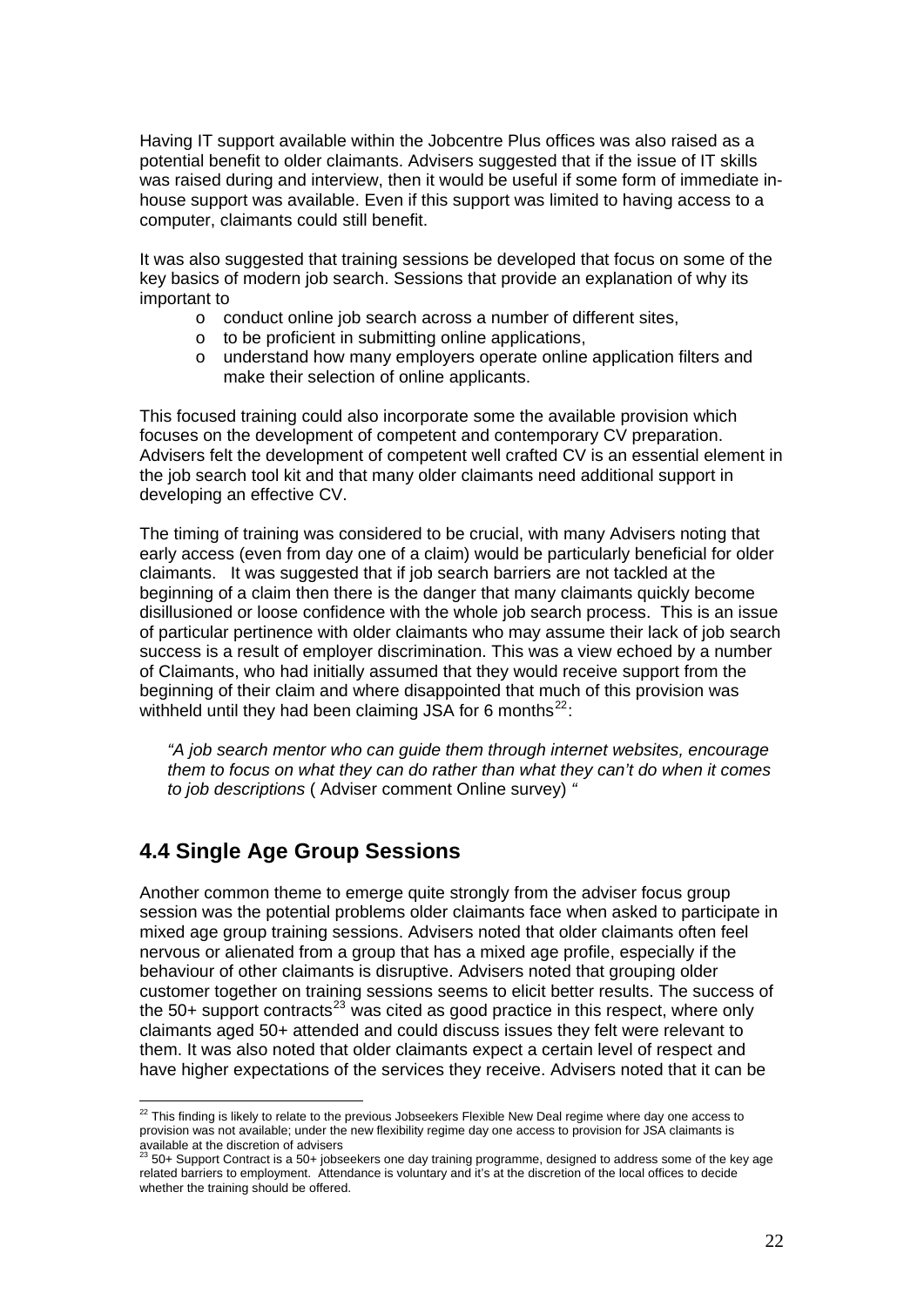Having IT support available within the Jobcentre Plus offices was also raised as a potential benefit to older claimants. Advisers suggested that if the issue of IT skills was raised during and interview, then it would be useful if some form of immediate in-house support was available. Even if this support was limited to having access to a computer, claimants could still benefit.

It was also suggested that training sessions be developed that focus on some of the key basics of modern job search. Sessions that provide an explanation of why its important to

- conduct online job search across a number of different sites,
- to be proficient in submitting online applications,
- understand how many employers operate online application filters and make their selection of online applicants.

This focused training could also incorporate some the available provision which focuses on the development of competent and contemporary CV preparation. Advisers felt the development of competent well crafted CV is an essential element in the job search tool kit and that many older claimants need additional support in developing an effective CV.

The timing of training was considered to be crucial, with many Advisers noting that early access (even from day one of a claim) would be particularly beneficial for older claimants. It was suggested that if job search barriers are not tackled at the beginning of a claim then there is the danger that many claimants quickly become disillusioned or loose confidence with the whole job search process. This is an issue of particular pertinence with older claimants who may assume their lack of job search success is a result of employer discrimination. This was a view echoed by a number of Claimants, who had initially assumed that they would receive support from the beginning of their claim and where disappointed that much of this provision was withheld until they had been claiming JSA for 6 months[22]:

> *"A job search mentor who can guide them through internet websites, encourage them to focus on what they can do rather than what they can't do when it comes to job descriptions* ( Adviser comment Online survey) *"*

## 4.4 Single Age Group Sessions

Another common theme to emerge quite strongly from the adviser focus group session was the potential problems older claimants face when asked to participate in mixed age group training sessions. Advisers noted that older claimants often feel nervous or alienated from a group that has a mixed age profile, especially if the behaviour of other claimants is disruptive. Advisers noted that grouping older customer together on training sessions seems to elicit better results. The success of the 50+ support contracts[23] was cited as good practice in this respect, where only claimants aged 50+ attended and could discuss issues they felt were relevant to them. It was also noted that older claimants expect a certain level of respect and have higher expectations of the services they receive. Advisers noted that it can be

---

[22] This finding is likely to relate to the previous Jobseekers Flexible New Deal regime where day one access to provision was not available; under the new flexibility regime day one access to provision for JSA claimants is available at the discretion of advisers

[23] 50+ Support Contract is a 50+ jobseekers one day training programme, designed to address some of the key age related barriers to employment. Attendance is voluntary and it's at the discretion of the local offices to decide whether the training should be offered.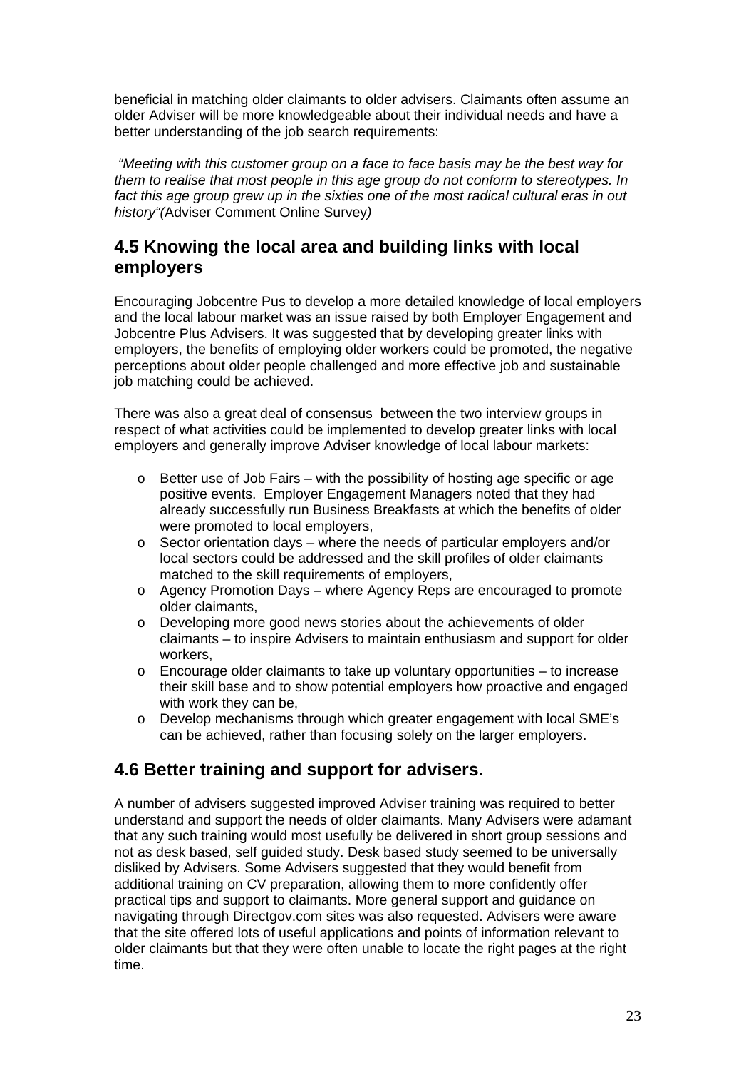beneficial in matching older claimants to older advisers. Claimants often assume an older Adviser will be more knowledgeable about their individual needs and have a better understanding of the job search requirements:

*"Meeting with this customer group on a face to face basis may be the best way for them to realise that most people in this age group do not conform to stereotypes. In fact this age group grew up in the sixties one of the most radical cultural eras in out history"(*Adviser Comment Online Survey*)*

## 4.5 Knowing the local area and building links with local employers

Encouraging Jobcentre Pus to develop a more detailed knowledge of local employers and the local labour market was an issue raised by both Employer Engagement and Jobcentre Plus Advisers. It was suggested that by developing greater links with employers, the benefits of employing older workers could be promoted, the negative perceptions about older people challenged and more effective job and sustainable job matching could be achieved.

There was also a great deal of consensus between the two interview groups in respect of what activities could be implemented to develop greater links with local employers and generally improve Adviser knowledge of local labour markets:

- Better use of Job Fairs – with the possibility of hosting age specific or age positive events. Employer Engagement Managers noted that they had already successfully run Business Breakfasts at which the benefits of older were promoted to local employers,
- Sector orientation days – where the needs of particular employers and/or local sectors could be addressed and the skill profiles of older claimants matched to the skill requirements of employers,
- Agency Promotion Days – where Agency Reps are encouraged to promote older claimants,
- Developing more good news stories about the achievements of older claimants – to inspire Advisers to maintain enthusiasm and support for older workers,
- Encourage older claimants to take up voluntary opportunities – to increase their skill base and to show potential employers how proactive and engaged with work they can be,
- Develop mechanisms through which greater engagement with local SME's can be achieved, rather than focusing solely on the larger employers.

## 4.6 Better training and support for advisers.

A number of advisers suggested improved Adviser training was required to better understand and support the needs of older claimants. Many Advisers were adamant that any such training would most usefully be delivered in short group sessions and not as desk based, self guided study. Desk based study seemed to be universally disliked by Advisers. Some Advisers suggested that they would benefit from additional training on CV preparation, allowing them to more confidently offer practical tips and support to claimants. More general support and guidance on navigating through Directgov.com sites was also requested. Advisers were aware that the site offered lots of useful applications and points of information relevant to older claimants but that they were often unable to locate the right pages at the right time.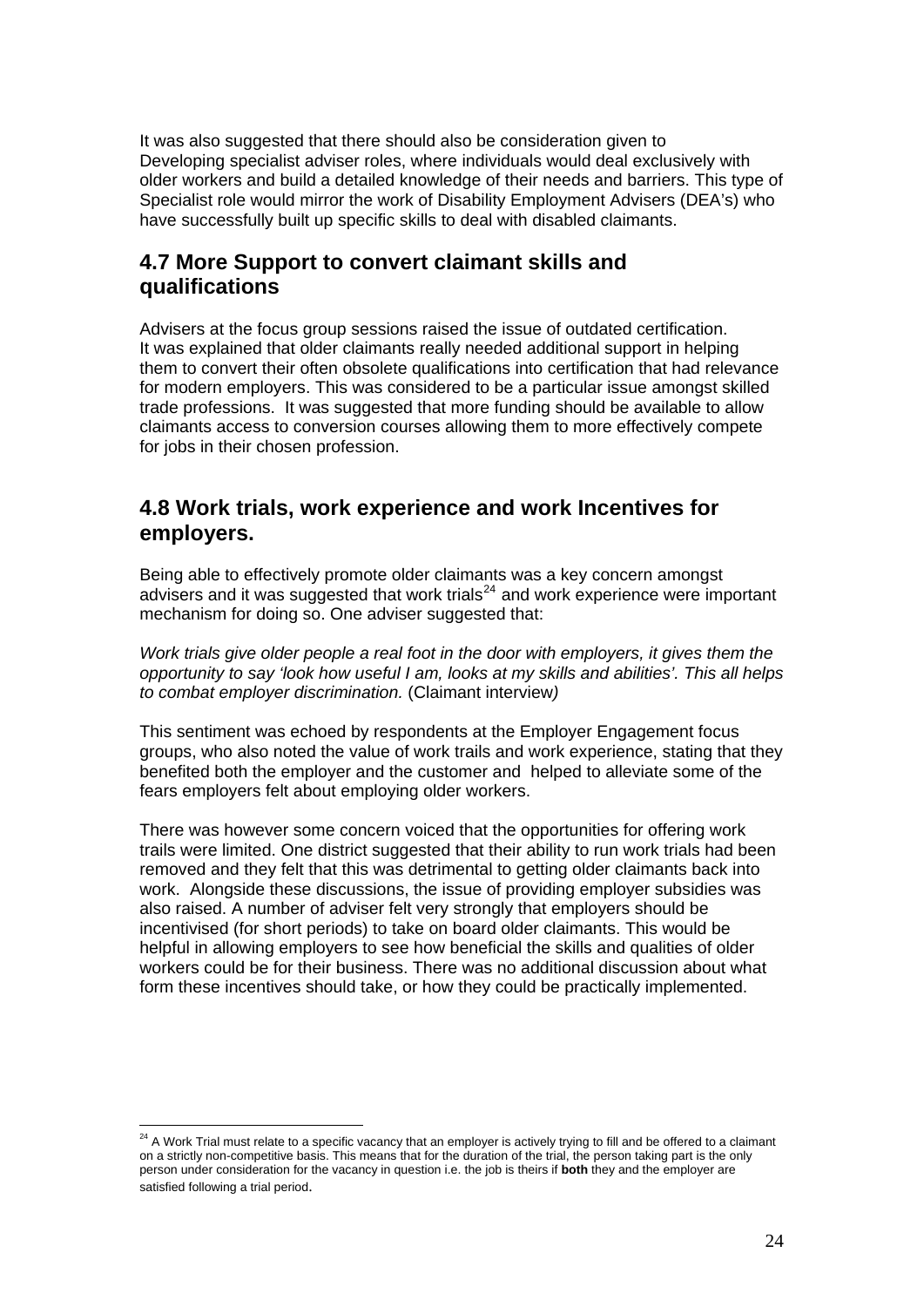It was also suggested that there should also be consideration given to Developing specialist adviser roles, where individuals would deal exclusively with older workers and build a detailed knowledge of their needs and barriers. This type of Specialist role would mirror the work of Disability Employment Advisers (DEA's) who have successfully built up specific skills to deal with disabled claimants.

## 4.7 More Support to convert claimant skills and qualifications

Advisers at the focus group sessions raised the issue of outdated certification. It was explained that older claimants really needed additional support in helping them to convert their often obsolete qualifications into certification that had relevance for modern employers. This was considered to be a particular issue amongst skilled trade professions. It was suggested that more funding should be available to allow claimants access to conversion courses allowing them to more effectively compete for jobs in their chosen profession.

## 4.8 Work trials, work experience and work Incentives for employers.

Being able to effectively promote older claimants was a key concern amongst advisers and it was suggested that work trials[24] and work experience were important mechanism for doing so. One adviser suggested that:

*Work trials give older people a real foot in the door with employers, it gives them the opportunity to say 'look how useful I am, looks at my skills and abilities'. This all helps to combat employer discrimination.* (Claimant interview)

This sentiment was echoed by respondents at the Employer Engagement focus groups, who also noted the value of work trails and work experience, stating that they benefited both the employer and the customer and helped to alleviate some of the fears employers felt about employing older workers.

There was however some concern voiced that the opportunities for offering work trails were limited. One district suggested that their ability to run work trials had been removed and they felt that this was detrimental to getting older claimants back into work. Alongside these discussions, the issue of providing employer subsidies was also raised. A number of adviser felt very strongly that employers should be incentivised (for short periods) to take on board older claimants. This would be helpful in allowing employers to see how beneficial the skills and qualities of older workers could be for their business. There was no additional discussion about what form these incentives should take, or how they could be practically implemented.

---

[24] A Work Trial must relate to a specific vacancy that an employer is actively trying to fill and be offered to a claimant on a strictly non-competitive basis. This means that for the duration of the trial, the person taking part is the only person under consideration for the vacancy in question i.e. the job is theirs if **both** they and the employer are satisfied following a trial period.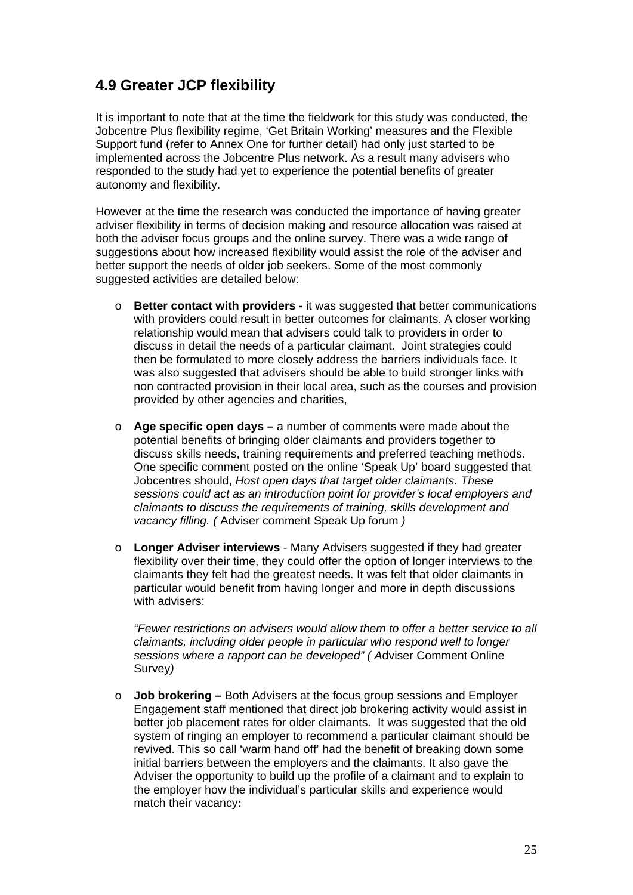## 4.9 Greater JCP flexibility

It is important to note that at the time the fieldwork for this study was conducted, the Jobcentre Plus flexibility regime, 'Get Britain Working' measures and the Flexible Support fund (refer to Annex One for further detail) had only just started to be implemented across the Jobcentre Plus network. As a result many advisers who responded to the study had yet to experience the potential benefits of greater autonomy and flexibility.

However at the time the research was conducted the importance of having greater adviser flexibility in terms of decision making and resource allocation was raised at both the adviser focus groups and the online survey. There was a wide range of suggestions about how increased flexibility would assist the role of the adviser and better support the needs of older job seekers. Some of the most commonly suggested activities are detailed below:

- **Better contact with providers -** it was suggested that better communications with providers could result in better outcomes for claimants. A closer working relationship would mean that advisers could talk to providers in order to discuss in detail the needs of a particular claimant. Joint strategies could then be formulated to more closely address the barriers individuals face. It was also suggested that advisers should be able to build stronger links with non contracted provision in their local area, such as the courses and provision provided by other agencies and charities,

- **Age specific open days –** a number of comments were made about the potential benefits of bringing older claimants and providers together to discuss skills needs, training requirements and preferred teaching methods. One specific comment posted on the online 'Speak Up' board suggested that Jobcentres should, *Host open days that target older claimants. These sessions could act as an introduction point for provider's local employers and claimants to discuss the requirements of training, skills development and vacancy filling. (* Adviser comment Speak Up forum *)*

- **Longer Adviser interviews** - Many Advisers suggested if they had greater flexibility over their time, they could offer the option of longer interviews to the claimants they felt had the greatest needs. It was felt that older claimants in particular would benefit from having longer and more in depth discussions with advisers:

  *"Fewer restrictions on advisers would allow them to offer a better service to all claimants, including older people in particular who respond well to longer sessions where a rapport can be developed" (* Adviser Comment Online Survey*)*

- **Job brokering –** Both Advisers at the focus group sessions and Employer Engagement staff mentioned that direct job brokering activity would assist in better job placement rates for older claimants. It was suggested that the old system of ringing an employer to recommend a particular claimant should be revived. This so call 'warm hand off' had the benefit of breaking down some initial barriers between the employers and the claimants. It also gave the Adviser the opportunity to build up the profile of a claimant and to explain to the employer how the individual's particular skills and experience would match their vacancy**:**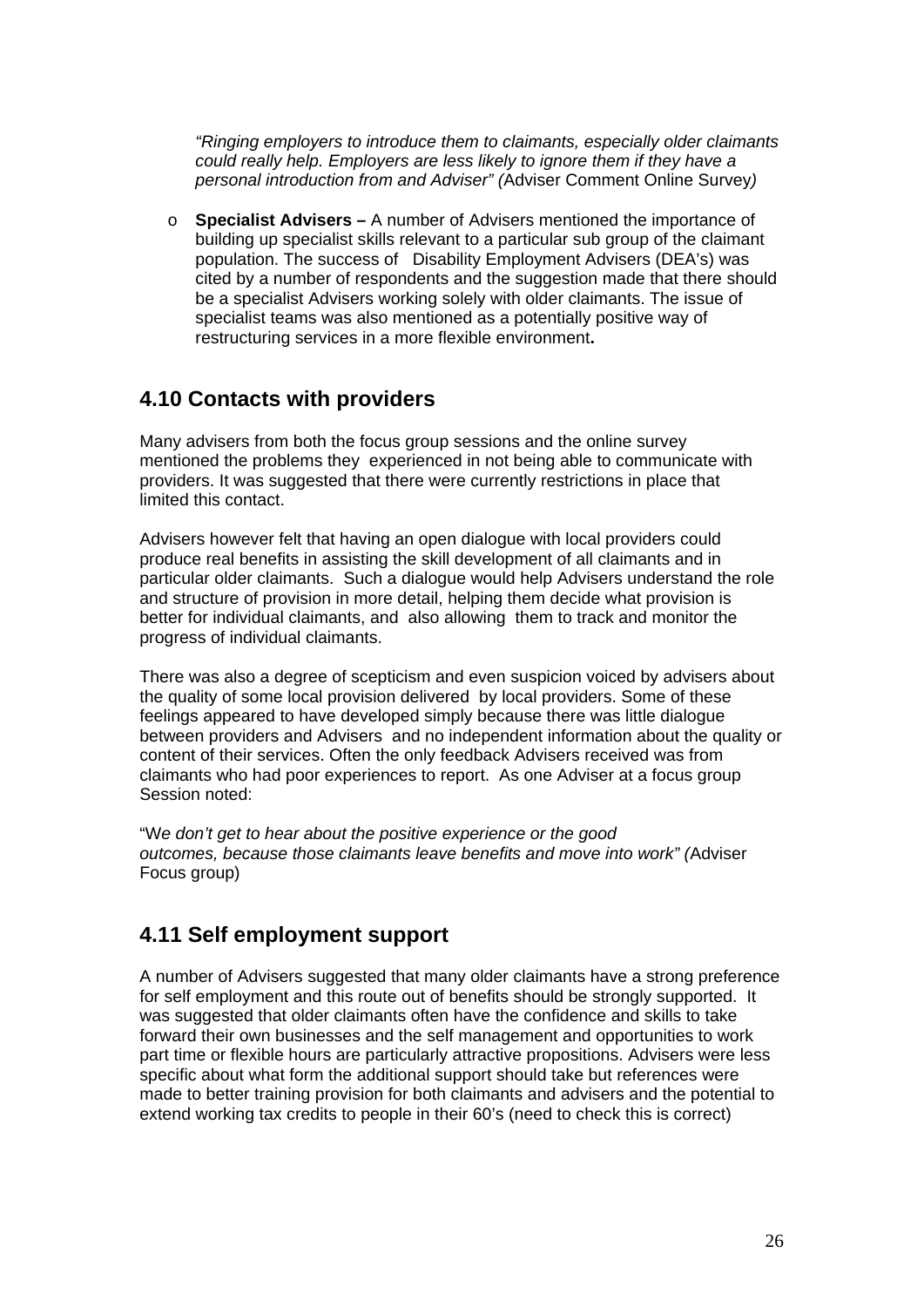*“Ringing employers to introduce them to claimants, especially older claimants could really help. Employers are less likely to ignore them if they have a personal introduction from and Adviser” (*Adviser Comment Online Survey*)*

- **Specialist Advisers –** A number of Advisers mentioned the importance of building up specialist skills relevant to a particular sub group of the claimant population. The success of Disability Employment Advisers (DEA’s) was cited by a number of respondents and the suggestion made that there should be a specialist Advisers working solely with older claimants. The issue of specialist teams was also mentioned as a potentially positive way of restructuring services in a more flexible environment**.**

## 4.10 Contacts with providers

Many advisers from both the focus group sessions and the online survey mentioned the problems they experienced in not being able to communicate with providers. It was suggested that there were currently restrictions in place that limited this contact.

Advisers however felt that having an open dialogue with local providers could produce real benefits in assisting the skill development of all claimants and in particular older claimants. Such a dialogue would help Advisers understand the role and structure of provision in more detail, helping them decide what provision is better for individual claimants, and also allowing them to track and monitor the progress of individual claimants.

There was also a degree of scepticism and even suspicion voiced by advisers about the quality of some local provision delivered by local providers. Some of these feelings appeared to have developed simply because there was little dialogue between providers and Advisers and no independent information about the quality or content of their services. Often the only feedback Advisers received was from claimants who had poor experiences to report. As one Adviser at a focus group Session noted:

“W*e don’t get to hear about the positive experience or the good outcomes, because those claimants leave benefits and move into work” (*Adviser Focus group)

## 4.11 Self employment support

A number of Advisers suggested that many older claimants have a strong preference for self employment and this route out of benefits should be strongly supported. It was suggested that older claimants often have the confidence and skills to take forward their own businesses and the self management and opportunities to work part time or flexible hours are particularly attractive propositions. Advisers were less specific about what form the additional support should take but references were made to better training provision for both claimants and advisers and the potential to extend working tax credits to people in their 60’s (need to check this is correct)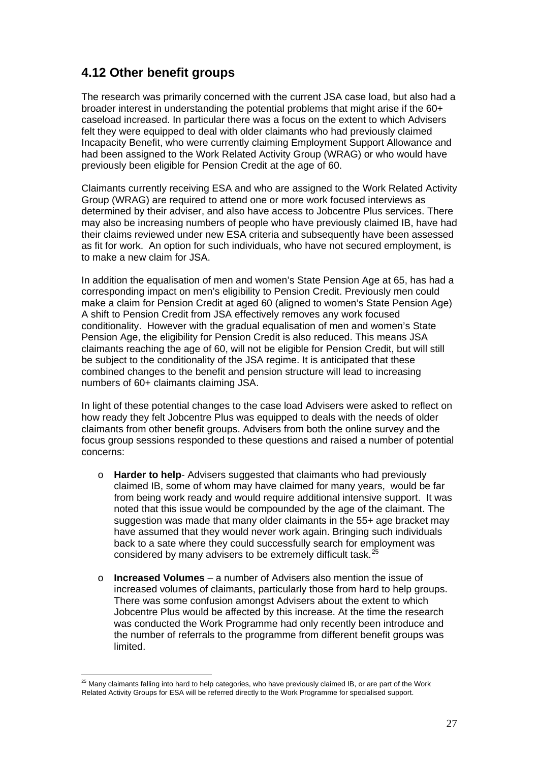## 4.12 Other benefit groups

The research was primarily concerned with the current JSA case load, but also had a broader interest in understanding the potential problems that might arise if the 60+ caseload increased. In particular there was a focus on the extent to which Advisers felt they were equipped to deal with older claimants who had previously claimed Incapacity Benefit, who were currently claiming Employment Support Allowance and had been assigned to the Work Related Activity Group (WRAG) or who would have previously been eligible for Pension Credit at the age of 60.

Claimants currently receiving ESA and who are assigned to the Work Related Activity Group (WRAG) are required to attend one or more work focused interviews as determined by their adviser, and also have access to Jobcentre Plus services. There may also be increasing numbers of people who have previously claimed IB, have had their claims reviewed under new ESA criteria and subsequently have been assessed as fit for work. An option for such individuals, who have not secured employment, is to make a new claim for JSA.

In addition the equalisation of men and women's State Pension Age at 65, has had a corresponding impact on men's eligibility to Pension Credit. Previously men could make a claim for Pension Credit at aged 60 (aligned to women's State Pension Age) A shift to Pension Credit from JSA effectively removes any work focused conditionality. However with the gradual equalisation of men and women's State Pension Age, the eligibility for Pension Credit is also reduced. This means JSA claimants reaching the age of 60, will not be eligible for Pension Credit, but will still be subject to the conditionality of the JSA regime. It is anticipated that these combined changes to the benefit and pension structure will lead to increasing numbers of 60+ claimants claiming JSA.

In light of these potential changes to the case load Advisers were asked to reflect on how ready they felt Jobcentre Plus was equipped to deals with the needs of older claimants from other benefit groups. Advisers from both the online survey and the focus group sessions responded to these questions and raised a number of potential concerns:

- **Harder to help**- Advisers suggested that claimants who had previously claimed IB, some of whom may have claimed for many years, would be far from being work ready and would require additional intensive support. It was noted that this issue would be compounded by the age of the claimant. The suggestion was made that many older claimants in the 55+ age bracket may have assumed that they would never work again. Bringing such individuals back to a sate where they could successfully search for employment was considered by many advisers to be extremely difficult task.[25]

- **Increased Volumes** – a number of Advisers also mention the issue of increased volumes of claimants, particularly those from hard to help groups. There was some confusion amongst Advisers about the extent to which Jobcentre Plus would be affected by this increase. At the time the research was conducted the Work Programme had only recently been introduce and the number of referrals to the programme from different benefit groups was limited.

[25] Many claimants falling into hard to help categories, who have previously claimed IB, or are part of the Work Related Activity Groups for ESA will be referred directly to the Work Programme for specialised support.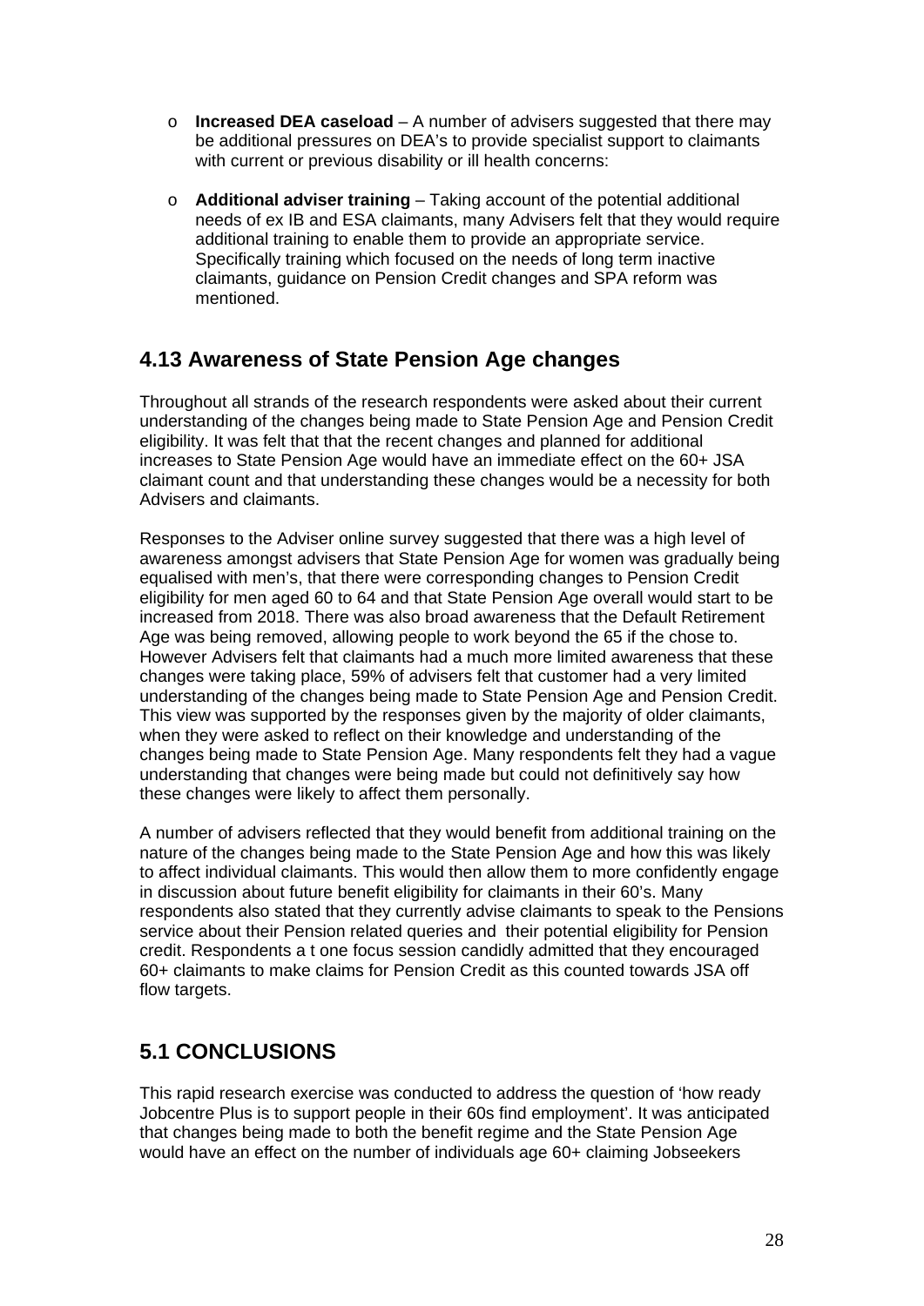- **Increased DEA caseload** – A number of advisers suggested that there may be additional pressures on DEA's to provide specialist support to claimants with current or previous disability or ill health concerns:

- **Additional adviser training** – Taking account of the potential additional needs of ex IB and ESA claimants, many Advisers felt that they would require additional training to enable them to provide an appropriate service. Specifically training which focused on the needs of long term inactive claimants, guidance on Pension Credit changes and SPA reform was mentioned.

## 4.13 Awareness of State Pension Age changes

Throughout all strands of the research respondents were asked about their current understanding of the changes being made to State Pension Age and Pension Credit eligibility. It was felt that that the recent changes and planned for additional increases to State Pension Age would have an immediate effect on the 60+ JSA claimant count and that understanding these changes would be a necessity for both Advisers and claimants.

Responses to the Adviser online survey suggested that there was a high level of awareness amongst advisers that State Pension Age for women was gradually being equalised with men's, that there were corresponding changes to Pension Credit eligibility for men aged 60 to 64 and that State Pension Age overall would start to be increased from 2018. There was also broad awareness that the Default Retirement Age was being removed, allowing people to work beyond the 65 if the chose to. However Advisers felt that claimants had a much more limited awareness that these changes were taking place, 59% of advisers felt that customer had a very limited understanding of the changes being made to State Pension Age and Pension Credit. This view was supported by the responses given by the majority of older claimants, when they were asked to reflect on their knowledge and understanding of the changes being made to State Pension Age. Many respondents felt they had a vague understanding that changes were being made but could not definitively say how these changes were likely to affect them personally.

A number of advisers reflected that they would benefit from additional training on the nature of the changes being made to the State Pension Age and how this was likely to affect individual claimants. This would then allow them to more confidently engage in discussion about future benefit eligibility for claimants in their 60's. Many respondents also stated that they currently advise claimants to speak to the Pensions service about their Pension related queries and their potential eligibility for Pension credit. Respondents a t one focus session candidly admitted that they encouraged 60+ claimants to make claims for Pension Credit as this counted towards JSA off flow targets.

## 5.1 CONCLUSIONS

This rapid research exercise was conducted to address the question of 'how ready Jobcentre Plus is to support people in their 60s find employment'. It was anticipated that changes being made to both the benefit regime and the State Pension Age would have an effect on the number of individuals age 60+ claiming Jobseekers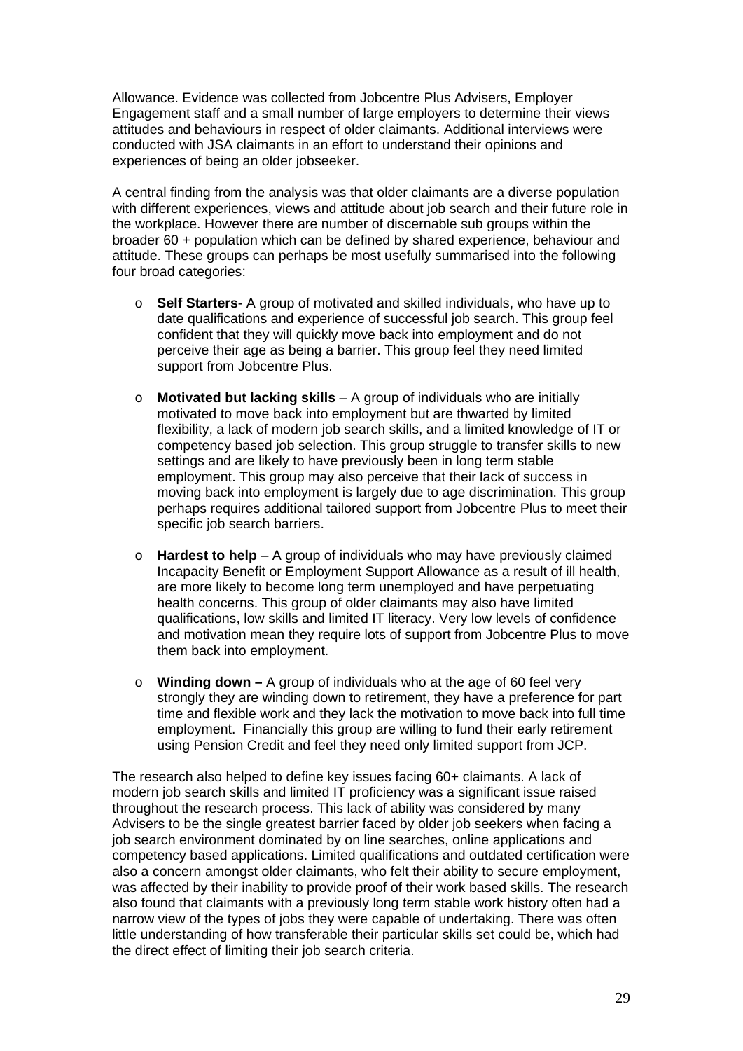Allowance. Evidence was collected from Jobcentre Plus Advisers, Employer Engagement staff and a small number of large employers to determine their views attitudes and behaviours in respect of older claimants. Additional interviews were conducted with JSA claimants in an effort to understand their opinions and experiences of being an older jobseeker.

A central finding from the analysis was that older claimants are a diverse population with different experiences, views and attitude about job search and their future role in the workplace. However there are number of discernable sub groups within the broader 60 + population which can be defined by shared experience, behaviour and attitude. These groups can perhaps be most usefully summarised into the following four broad categories:

- **Self Starters**- A group of motivated and skilled individuals, who have up to date qualifications and experience of successful job search. This group feel confident that they will quickly move back into employment and do not perceive their age as being a barrier. This group feel they need limited support from Jobcentre Plus.

- **Motivated but lacking skills** – A group of individuals who are initially motivated to move back into employment but are thwarted by limited flexibility, a lack of modern job search skills, and a limited knowledge of IT or competency based job selection. This group struggle to transfer skills to new settings and are likely to have previously been in long term stable employment. This group may also perceive that their lack of success in moving back into employment is largely due to age discrimination. This group perhaps requires additional tailored support from Jobcentre Plus to meet their specific job search barriers.

- **Hardest to help** – A group of individuals who may have previously claimed Incapacity Benefit or Employment Support Allowance as a result of ill health, are more likely to become long term unemployed and have perpetuating health concerns. This group of older claimants may also have limited qualifications, low skills and limited IT literacy. Very low levels of confidence and motivation mean they require lots of support from Jobcentre Plus to move them back into employment.

- **Winding down –** A group of individuals who at the age of 60 feel very strongly they are winding down to retirement, they have a preference for part time and flexible work and they lack the motivation to move back into full time employment. Financially this group are willing to fund their early retirement using Pension Credit and feel they need only limited support from JCP.

The research also helped to define key issues facing 60+ claimants. A lack of modern job search skills and limited IT proficiency was a significant issue raised throughout the research process. This lack of ability was considered by many Advisers to be the single greatest barrier faced by older job seekers when facing a job search environment dominated by on line searches, online applications and competency based applications. Limited qualifications and outdated certification were also a concern amongst older claimants, who felt their ability to secure employment, was affected by their inability to provide proof of their work based skills. The research also found that claimants with a previously long term stable work history often had a narrow view of the types of jobs they were capable of undertaking. There was often little understanding of how transferable their particular skills set could be, which had the direct effect of limiting their job search criteria.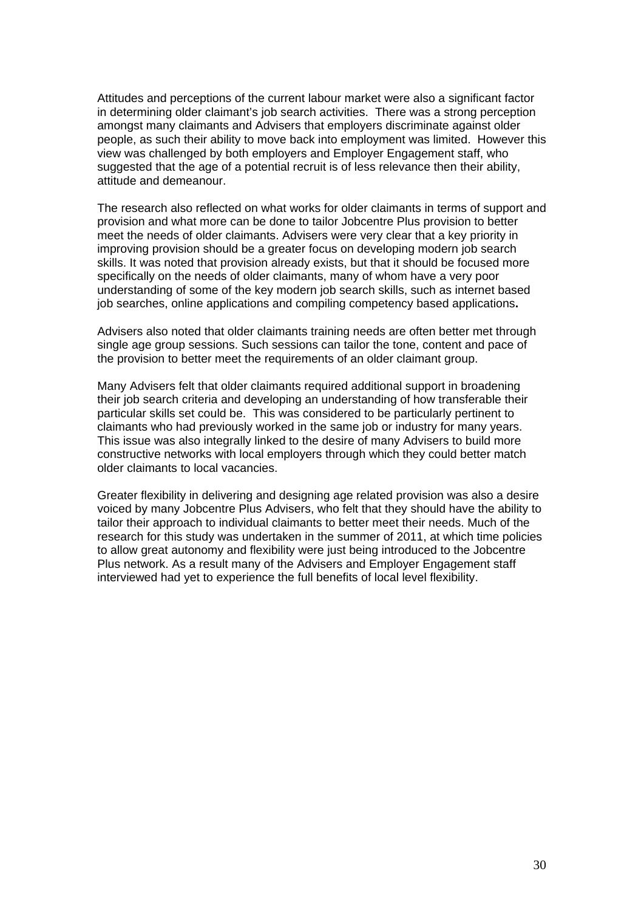Attitudes and perceptions of the current labour market were also a significant factor in determining older claimant's job search activities. There was a strong perception amongst many claimants and Advisers that employers discriminate against older people, as such their ability to move back into employment was limited. However this view was challenged by both employers and Employer Engagement staff, who suggested that the age of a potential recruit is of less relevance then their ability, attitude and demeanour.

The research also reflected on what works for older claimants in terms of support and provision and what more can be done to tailor Jobcentre Plus provision to better meet the needs of older claimants. Advisers were very clear that a key priority in improving provision should be a greater focus on developing modern job search skills. It was noted that provision already exists, but that it should be focused more specifically on the needs of older claimants, many of whom have a very poor understanding of some of the key modern job search skills, such as internet based job searches, online applications and compiling competency based applications**.**

Advisers also noted that older claimants training needs are often better met through single age group sessions. Such sessions can tailor the tone, content and pace of the provision to better meet the requirements of an older claimant group.

Many Advisers felt that older claimants required additional support in broadening their job search criteria and developing an understanding of how transferable their particular skills set could be. This was considered to be particularly pertinent to claimants who had previously worked in the same job or industry for many years. This issue was also integrally linked to the desire of many Advisers to build more constructive networks with local employers through which they could better match older claimants to local vacancies.

Greater flexibility in delivering and designing age related provision was also a desire voiced by many Jobcentre Plus Advisers, who felt that they should have the ability to tailor their approach to individual claimants to better meet their needs. Much of the research for this study was undertaken in the summer of 2011, at which time policies to allow great autonomy and flexibility were just being introduced to the Jobcentre Plus network. As a result many of the Advisers and Employer Engagement staff interviewed had yet to experience the full benefits of local level flexibility.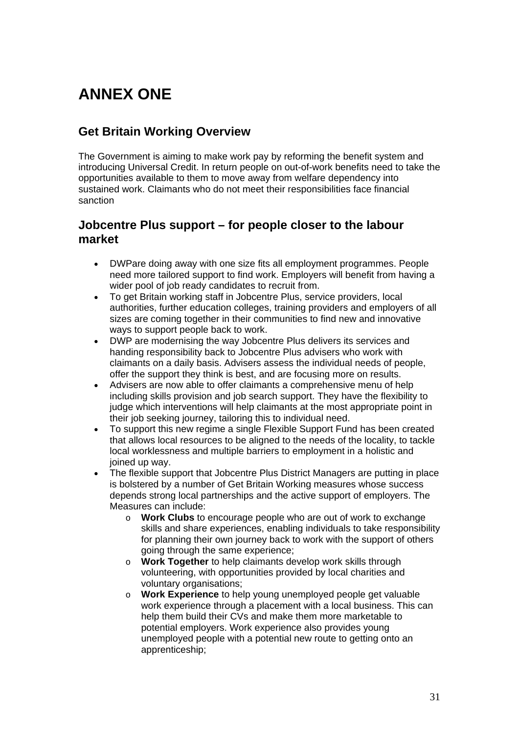# ANNEX ONE

## Get Britain Working Overview

The Government is aiming to make work pay by reforming the benefit system and introducing Universal Credit. In return people on out-of-work benefits need to take the opportunities available to them to move away from welfare dependency into sustained work. Claimants who do not meet their responsibilities face financial sanction

## Jobcentre Plus support – for people closer to the labour market

- DWPare doing away with one size fits all employment programmes. People need more tailored support to find work. Employers will benefit from having a wider pool of job ready candidates to recruit from.
- To get Britain working staff in Jobcentre Plus, service providers, local authorities, further education colleges, training providers and employers of all sizes are coming together in their communities to find new and innovative ways to support people back to work.
- DWP are modernising the way Jobcentre Plus delivers its services and handing responsibility back to Jobcentre Plus advisers who work with claimants on a daily basis. Advisers assess the individual needs of people, offer the support they think is best, and are focusing more on results.
- Advisers are now able to offer claimants a comprehensive menu of help including skills provision and job search support. They have the flexibility to judge which interventions will help claimants at the most appropriate point in their job seeking journey, tailoring this to individual need.
- To support this new regime a single Flexible Support Fund has been created that allows local resources to be aligned to the needs of the locality, to tackle local worklessness and multiple barriers to employment in a holistic and joined up way.
- The flexible support that Jobcentre Plus District Managers are putting in place is bolstered by a number of Get Britain Working measures whose success depends strong local partnerships and the active support of employers. The Measures can include:
  - **Work Clubs** to encourage people who are out of work to exchange skills and share experiences, enabling individuals to take responsibility for planning their own journey back to work with the support of others going through the same experience;
  - **Work Together** to help claimants develop work skills through volunteering, with opportunities provided by local charities and voluntary organisations;
  - **Work Experience** to help young unemployed people get valuable work experience through a placement with a local business. This can help them build their CVs and make them more marketable to potential employers. Work experience also provides young unemployed people with a potential new route to getting onto an apprenticeship;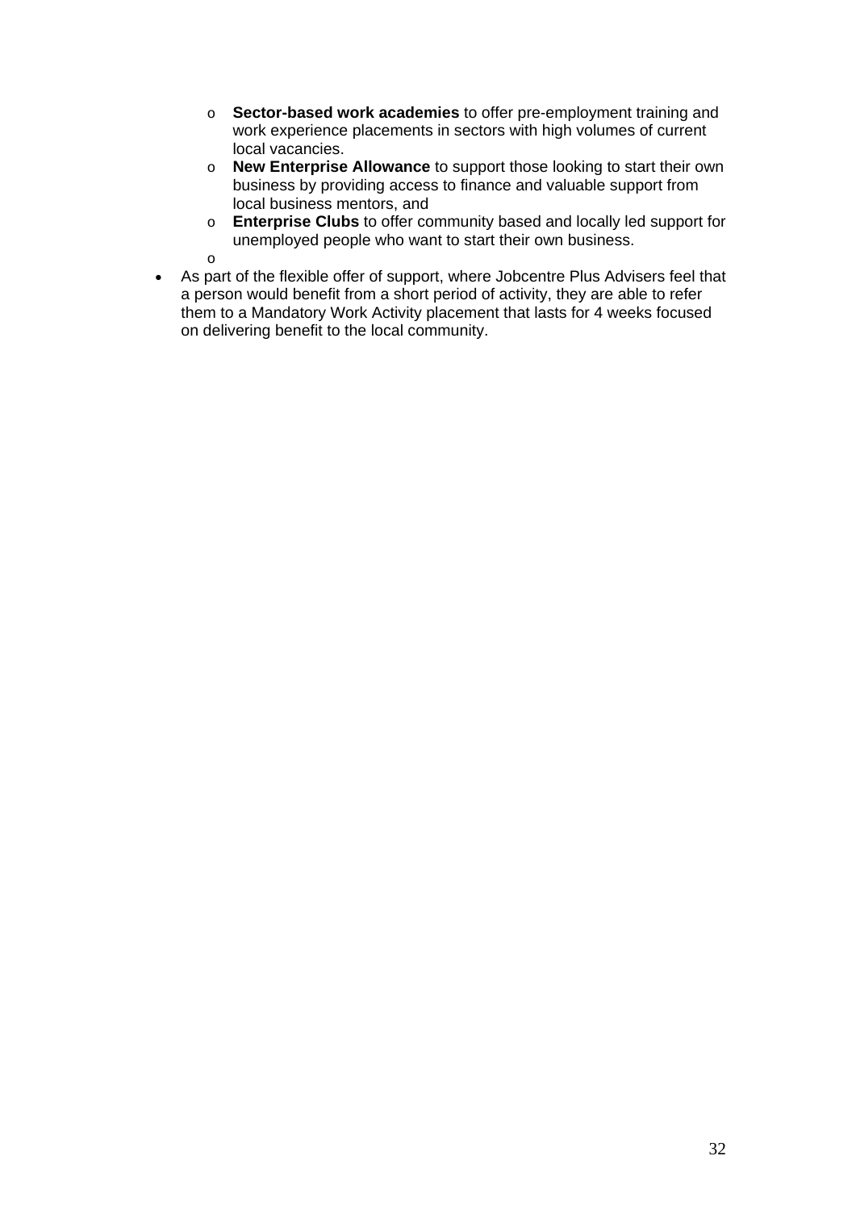- **Sector-based work academies** to offer pre-employment training and work experience placements in sectors with high volumes of current local vacancies.
  - **New Enterprise Allowance** to support those looking to start their own business by providing access to finance and valuable support from local business mentors, and
  - **Enterprise Clubs** to offer community based and locally led support for unemployed people who want to start their own business.

- As part of the flexible offer of support, where Jobcentre Plus Advisers feel that a person would benefit from a short period of activity, they are able to refer them to a Mandatory Work Activity placement that lasts for 4 weeks focused on delivering benefit to the local community.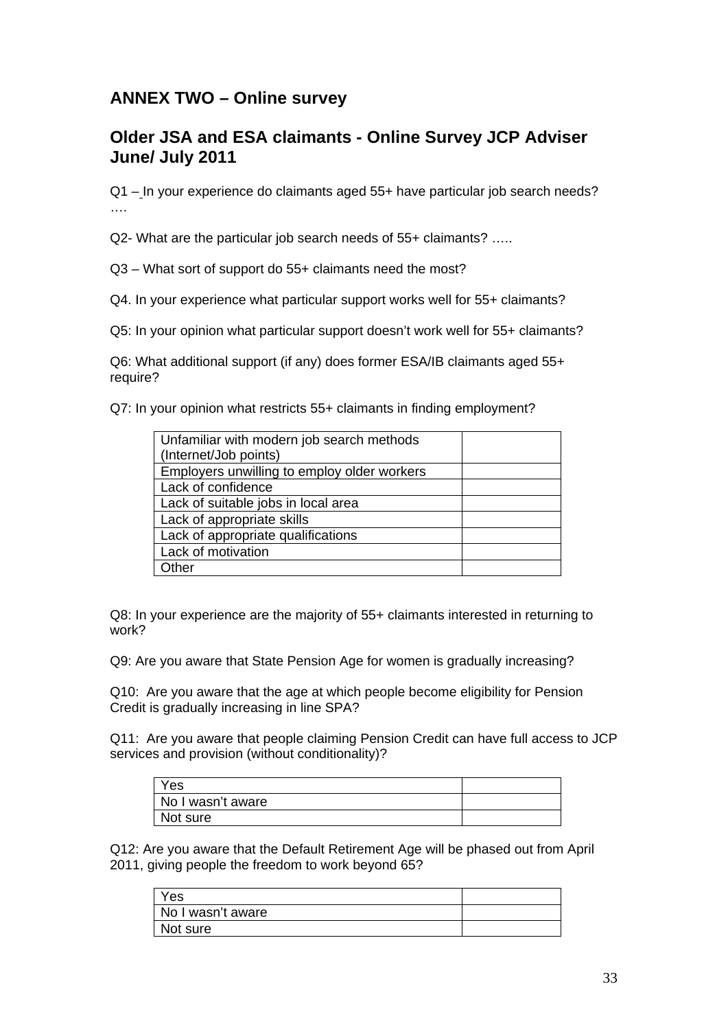## ANNEX TWO – Online survey

## Older JSA and ESA claimants - Online Survey JCP Adviser June/ July 2011

Q1 – In your experience do claimants aged 55+ have particular job search needs? ….

Q2- What are the particular job search needs of 55+ claimants? …..

Q3 – What sort of support do 55+ claimants need the most?

Q4. In your experience what particular support works well for 55+ claimants?

Q5: In your opinion what particular support doesn't work well for 55+ claimants?

Q6: What additional support (if any) does former ESA/IB claimants aged 55+ require?

Q7: In your opinion what restricts 55+ claimants in finding employment?

| | |
|---|---|
| Unfamiliar with modern job search methods (Internet/Job points) | |
| Employers unwilling to employ older workers | |
| Lack of confidence | |
| Lack of suitable jobs in local area | |
| Lack of appropriate skills | |
| Lack of appropriate qualifications | |
| Lack of motivation | |
| Other | |

Q8: In your experience are the majority of 55+ claimants interested in returning to work?

Q9: Are you aware that State Pension Age for women is gradually increasing?

Q10: Are you aware that the age at which people become eligibility for Pension Credit is gradually increasing in line SPA?

Q11: Are you aware that people claiming Pension Credit can have full access to JCP services and provision (without conditionality)?

| | |
|---|---|
| Yes | |
| No I wasn't aware | |
| Not sure | |

Q12: Are you aware that the Default Retirement Age will be phased out from April 2011, giving people the freedom to work beyond 65?

| | |
|---|---|
| Yes | |
| No I wasn't aware | |
| Not sure | |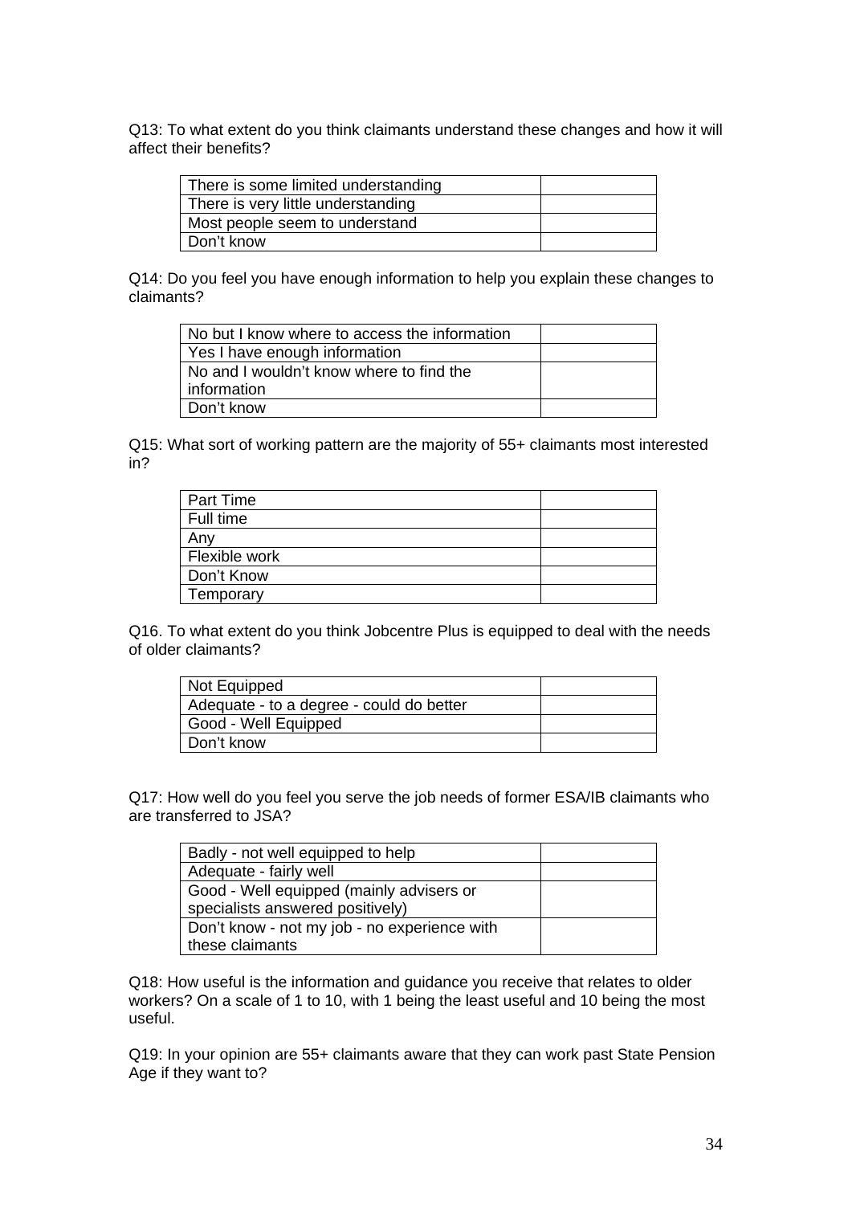Q13: To what extent do you think claimants understand these changes and how it will affect their benefits?

| | |
|---|---|
| There is some limited understanding | |
| There is very little understanding | |
| Most people seem to understand | |
| Don't know | |

Q14: Do you feel you have enough information to help you explain these changes to claimants?

| | |
|---|---|
| No but I know where to access the information | |
| Yes I have enough information | |
| No and I wouldn't know where to find the information | |
| Don't know | |

Q15: What sort of working pattern are the majority of 55+ claimants most interested in?

| | |
|---|---|
| Part Time | |
| Full time | |
| Any | |
| Flexible work | |
| Don't Know | |
| Temporary | |

Q16. To what extent do you think Jobcentre Plus is equipped to deal with the needs of older claimants?

| | |
|---|---|
| Not Equipped | |
| Adequate - to a degree - could do better | |
| Good - Well Equipped | |
| Don't know | |

Q17: How well do you feel you serve the job needs of former ESA/IB claimants who are transferred to JSA?

| | |
|---|---|
| Badly - not well equipped to help | |
| Adequate - fairly well | |
| Good - Well equipped (mainly advisers or specialists answered positively) | |
| Don't know - not my job - no experience with these claimants | |

Q18: How useful is the information and guidance you receive that relates to older workers? On a scale of 1 to 10, with 1 being the least useful and 10 being the most useful.

Q19: In your opinion are 55+ claimants aware that they can work past State Pension Age if they want to?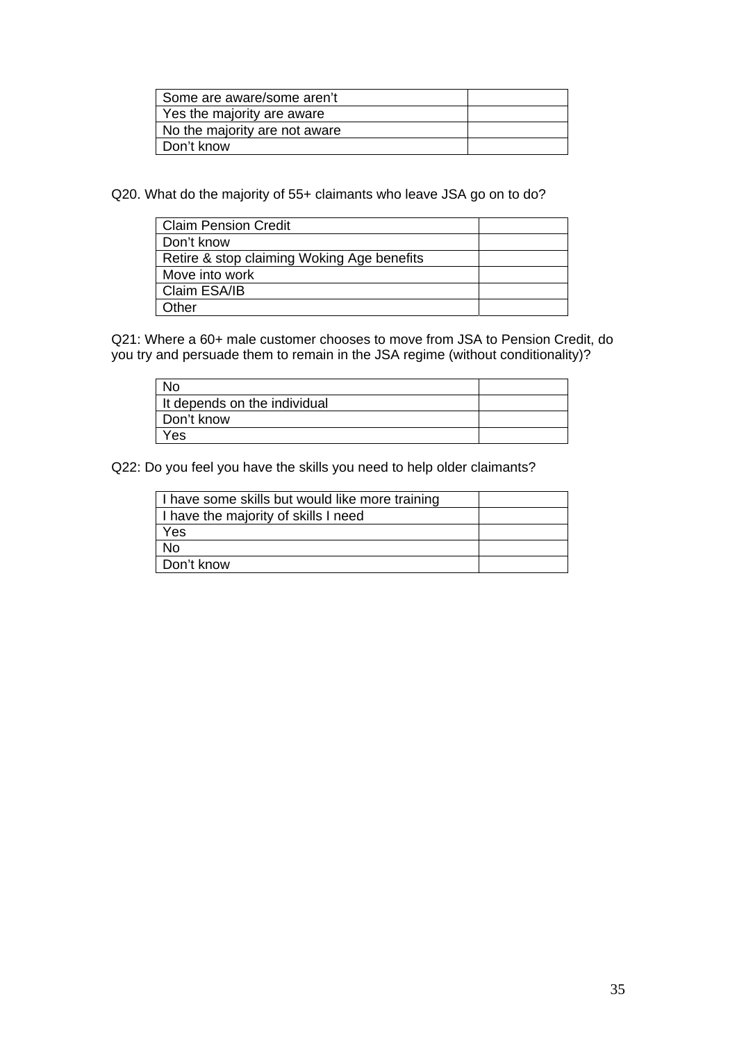| Some are aware/some aren't | |
|---|---|
| Yes the majority are aware | |
| No the majority are not aware | |
| Don't know | |

Q20. What do the majority of 55+ claimants who leave JSA go on to do?

| Claim Pension Credit | |
|---|---|
| Don't know | |
| Retire & stop claiming Woking Age benefits | |
| Move into work | |
| Claim ESA/IB | |
| Other | |

Q21: Where a 60+ male customer chooses to move from JSA to Pension Credit, do you try and persuade them to remain in the JSA regime (without conditionality)?

| No | |
|---|---|
| It depends on the individual | |
| Don't know | |
| Yes | |

Q22: Do you feel you have the skills you need to help older claimants?

| I have some skills but would like more training | |
|---|---|
| I have the majority of skills I need | |
| Yes | |
| No | |
| Don't know | |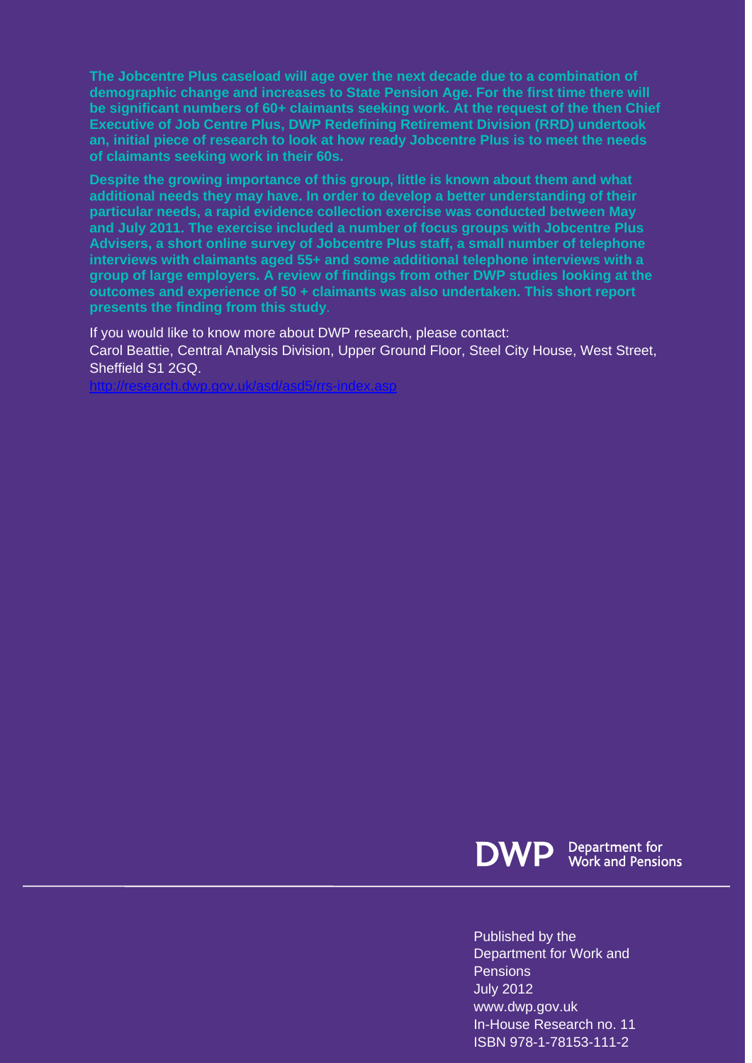**The Jobcentre Plus caseload will age over the next decade due to a combination of demographic change and increases to State Pension Age. For the first time there will be significant numbers of 60+ claimants seeking work. At the request of the then Chief Executive of Job Centre Plus, DWP Redefining Retirement Division (RRD) undertook an, initial piece of research to look at how ready Jobcentre Plus is to meet the needs of claimants seeking work in their 60s.**

**Despite the growing importance of this group, little is known about them and what additional needs they may have. In order to develop a better understanding of their particular needs, a rapid evidence collection exercise was conducted between May and July 2011. The exercise included a number of focus groups with Jobcentre Plus Advisers, a short online survey of Jobcentre Plus staff, a small number of telephone interviews with claimants aged 55+ and some additional telephone interviews with a group of large employers. A review of findings from other DWP studies looking at the outcomes and experience of 50 + claimants was also undertaken. This short report presents the finding from this study**.

If you would like to know more about DWP research, please contact:
Carol Beattie, Central Analysis Division, Upper Ground Floor, Steel City House, West Street, Sheffield S1 2GQ.
http://research.dwp.gov.uk/asd/asd5/rrs-index.asp

DWP Department for Work and Pensions

Published by the
Department for Work and Pensions
July 2012
www.dwp.gov.uk
In-House Research no. 11
ISBN 978-1-78153-111-2